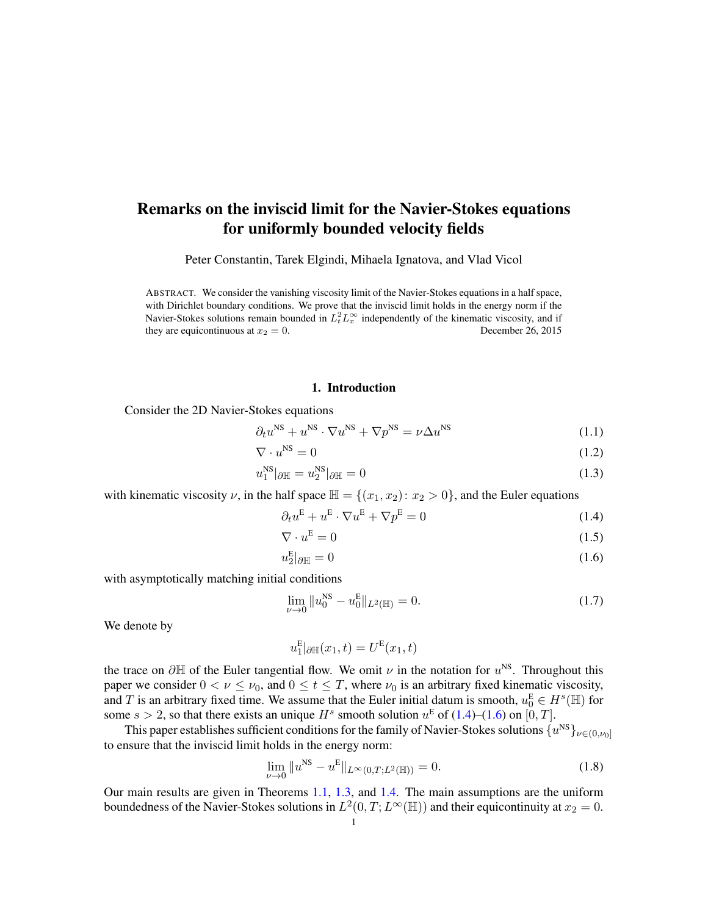# Remarks on the inviscid limit for the Navier-Stokes equations for uniformly bounded velocity fields

Peter Constantin, Tarek Elgindi, Mihaela Ignatova, and Vlad Vicol

ABSTRACT. We consider the vanishing viscosity limit of the Navier-Stokes equations in a half space, with Dirichlet boundary conditions. We prove that the inviscid limit holds in the energy norm if the Navier-Stokes solutions remain bounded in $L^2_t L^\infty_x$ independently of the kinematic viscosity, and if they are equicontinuous at $x_2 = 0$. December 26, 2015

## 1. Introduction

Consider the 2D Navier-Stokes equations

$$\partial_t u^{\rm NS} + u^{\rm NS} \cdot \nabla u^{\rm NS} + \nabla p^{\rm NS} = \nu \Delta u^{\rm NS} \tag{1.1}$$

$$\nabla \cdot u^{\rm NS} = 0 \tag{1.2}$$

$$u_1^{\rm NS}|_{\partial \mathbb{H}} = u_2^{\rm NS}|_{\partial \mathbb{H}} = 0 \tag{1.3}$$

with kinematic viscosity $\nu$, in the half space $\mathbb{H} = \{(x_1, x_2) \colon x_2 > 0\}$, and the Euler equations

$$\partial_t u^{\rm E} + u^{\rm E} \cdot \nabla u^{\rm E} + \nabla p^{\rm E} = 0 \tag{1.4}$$

$$\nabla \cdot u^{\rm E} = 0 \tag{1.5}$$

$$u_2^{\rm E}|_{\partial \mathbb{H}} = 0 \tag{1.6}$$

with asymptotically matching initial conditions

$$\lim_{\nu \to 0} \|u_0^{\rm NS} - u_0^{\rm E}\|_{L^2(\mathbb{H})} = 0. \tag{1.7}$$

We denote by

$$u_1^{\rm E}|_{\partial \mathbb{H}}(x_1, t) = U^{\rm E}(x_1, t)$$

the trace on $\partial \mathbb{H}$ of the Euler tangential flow. We omit $\nu$ in the notation for $u^{\rm NS}$. Throughout this paper we consider $0 < \nu \le \nu_0$, and $0 \le t \le T$, where $\nu_0$ is an arbitrary fixed kinematic viscosity, and $T$ is an arbitrary fixed time. We assume that the Euler initial datum is smooth, $u_0^{\rm E} \in H^s(\mathbb{H})$ for some $s > 2$, so that there exists an unique $H^s$ smooth solution $u^{\rm E}$ of (1.4)–(1.6) on $[0, T]$.

This paper establishes sufficient conditions for the family of Navier-Stokes solutions $\{u^{\rm NS}\}_{\nu \in (0, \nu_0]}$ to ensure that the inviscid limit holds in the energy norm:

$$\lim_{\nu \to 0} \|u^{\rm NS} - u^{\rm E}\|_{L^\infty(0,T;L^2(\mathbb{H}))} = 0. \tag{1.8}$$

Our main results are given in Theorems 1.1, 1.3, and 1.4. The main assumptions are the uniform boundedness of the Navier-Stokes solutions in $L^2(0, T; L^\infty(\mathbb{H}))$ and their equicontinuity at $x_2 = 0$.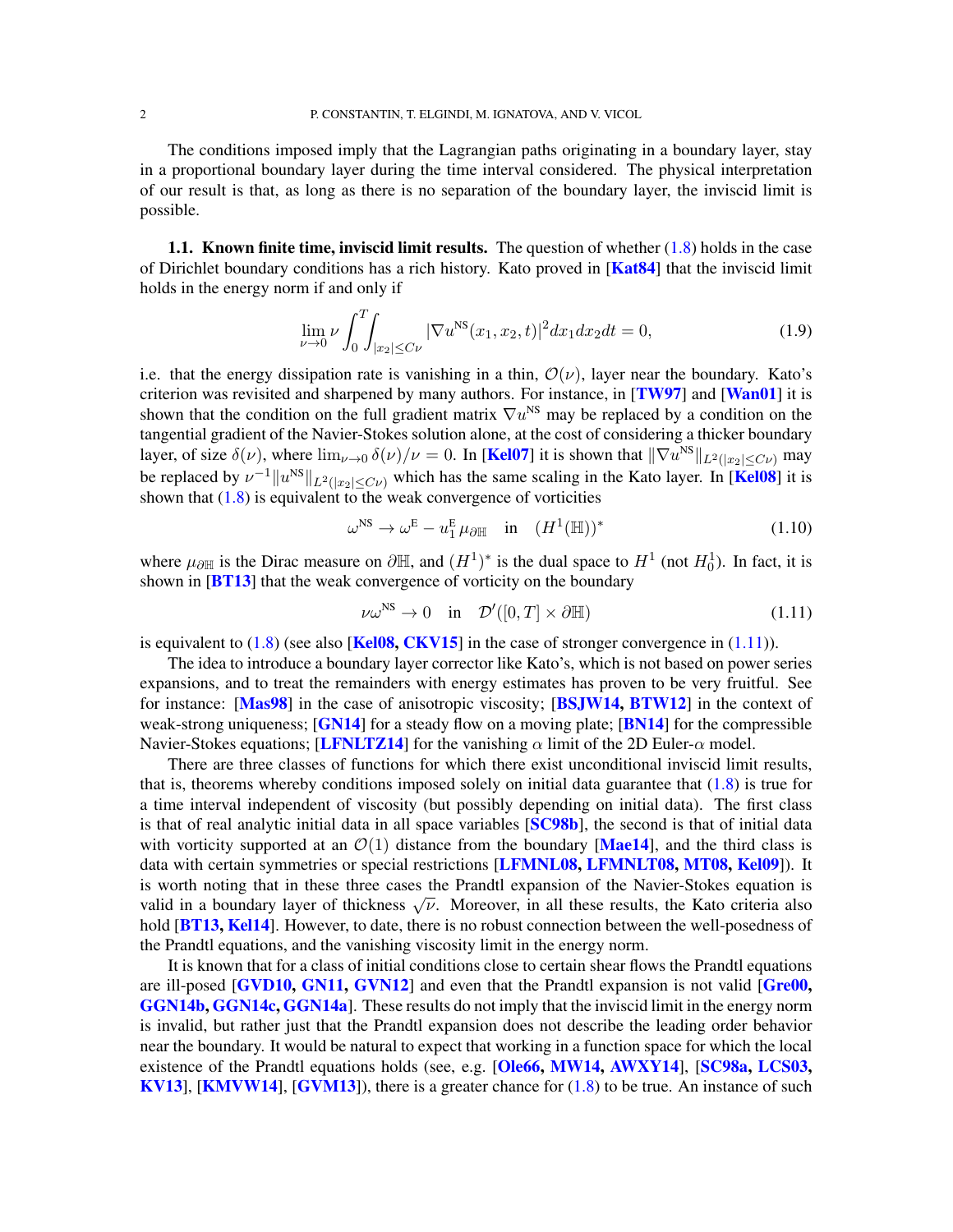The conditions imposed imply that the Lagrangian paths originating in a boundary layer, stay in a proportional boundary layer during the time interval considered. The physical interpretation of our result is that, as long as there is no separation of the boundary layer, the inviscid limit is possible.

**1.1. Known finite time, inviscid limit results.** The question of whether (1.8) holds in the case of Dirichlet boundary conditions has a rich history. Kato proved in [Kat84] that the inviscid limit holds in the energy norm if and only if

$$\lim_{\nu \to 0} \nu \int_0^T \int_{|x_2| \leq C\nu} |\nabla u^{\text{NS}}(x_1, x_2, t)|^2 dx_1 dx_2 dt = 0, \tag{1.9}$$

i.e. that the energy dissipation rate is vanishing in a thin, $\mathcal{O}(\nu)$, layer near the boundary. Kato's criterion was revisited and sharpened by many authors. For instance, in [TW97] and [Wan01] it is shown that the condition on the full gradient matrix $\nabla u^{\text{NS}}$ may be replaced by a condition on the tangential gradient of the Navier-Stokes solution alone, at the cost of considering a thicker boundary layer, of size $\delta(\nu)$, where $\lim_{\nu \to 0} \delta(\nu)/\nu = 0$. In [Kel07] it is shown that $\|\nabla u^{\text{NS}}\|_{L^2(|x_2| \leq C\nu)}$ may be replaced by $\nu^{-1}\|u^{\text{NS}}\|_{L^2(|x_2| \leq C\nu)}$ which has the same scaling in the Kato layer. In [Kel08] it is shown that (1.8) is equivalent to the weak convergence of vorticities

$$\omega^{\text{NS}} \to \omega^{\text{E}} - u_1^{\text{E}} \mu_{\partial \mathbb{H}} \quad \text{in} \quad (H^1(\mathbb{H}))^* \tag{1.10}$$

where $\mu_{\partial \mathbb{H}}$ is the Dirac measure on $\partial \mathbb{H}$, and $(H^1)^*$ is the dual space to $H^1$ (not $H_0^1$). In fact, it is shown in [BT13] that the weak convergence of vorticity on the boundary

$$\nu \omega^{\text{NS}} \to 0 \quad \text{in} \quad \mathcal{D}'([0,T] \times \partial \mathbb{H}) \tag{1.11}$$

is equivalent to (1.8) (see also [Kel08, CKV15] in the case of stronger convergence in (1.11)).

The idea to introduce a boundary layer corrector like Kato's, which is not based on power series expansions, and to treat the remainders with energy estimates has proven to be very fruitful. See for instance: [Mas98] in the case of anisotropic viscosity; [BSJW14, BTW12] in the context of weak-strong uniqueness; [GN14] for a steady flow on a moving plate; [BN14] for the compressible Navier-Stokes equations; [LFNLTZ14] for the vanishing $\alpha$ limit of the 2D Euler-$\alpha$ model.

There are three classes of functions for which there exist unconditional inviscid limit results, that is, theorems whereby conditions imposed solely on initial data guarantee that (1.8) is true for a time interval independent of viscosity (but possibly depending on initial data). The first class is that of real analytic initial data in all space variables [SC98b], the second is that of initial data with vorticity supported at an $\mathcal{O}(1)$ distance from the boundary [Mae14], and the third class is data with certain symmetries or special restrictions [LFMNL08, LFMNLT08, MT08, Kel09]). It is worth noting that in these three cases the Prandtl expansion of the Navier-Stokes equation is valid in a boundary layer of thickness $\sqrt{\nu}$. Moreover, in all these results, the Kato criteria also hold [BT13, Kel14]. However, to date, there is no robust connection between the well-posedness of the Prandtl equations, and the vanishing viscosity limit in the energy norm.

It is known that for a class of initial conditions close to certain shear flows the Prandtl equations are ill-posed [GVD10, GN11, GVN12] and even that the Prandtl expansion is not valid [Gre00, GGN14b, GGN14c, GGN14a]. These results do not imply that the inviscid limit in the energy norm is invalid, but rather just that the Prandtl expansion does not describe the leading order behavior near the boundary. It would be natural to expect that working in a function space for which the local existence of the Prandtl equations holds (see, e.g. [Ole66, MW14, AWXY14], [SC98a, LCS03, KV13], [KMVW14], [GVM13]), there is a greater chance for (1.8) to be true. An instance of such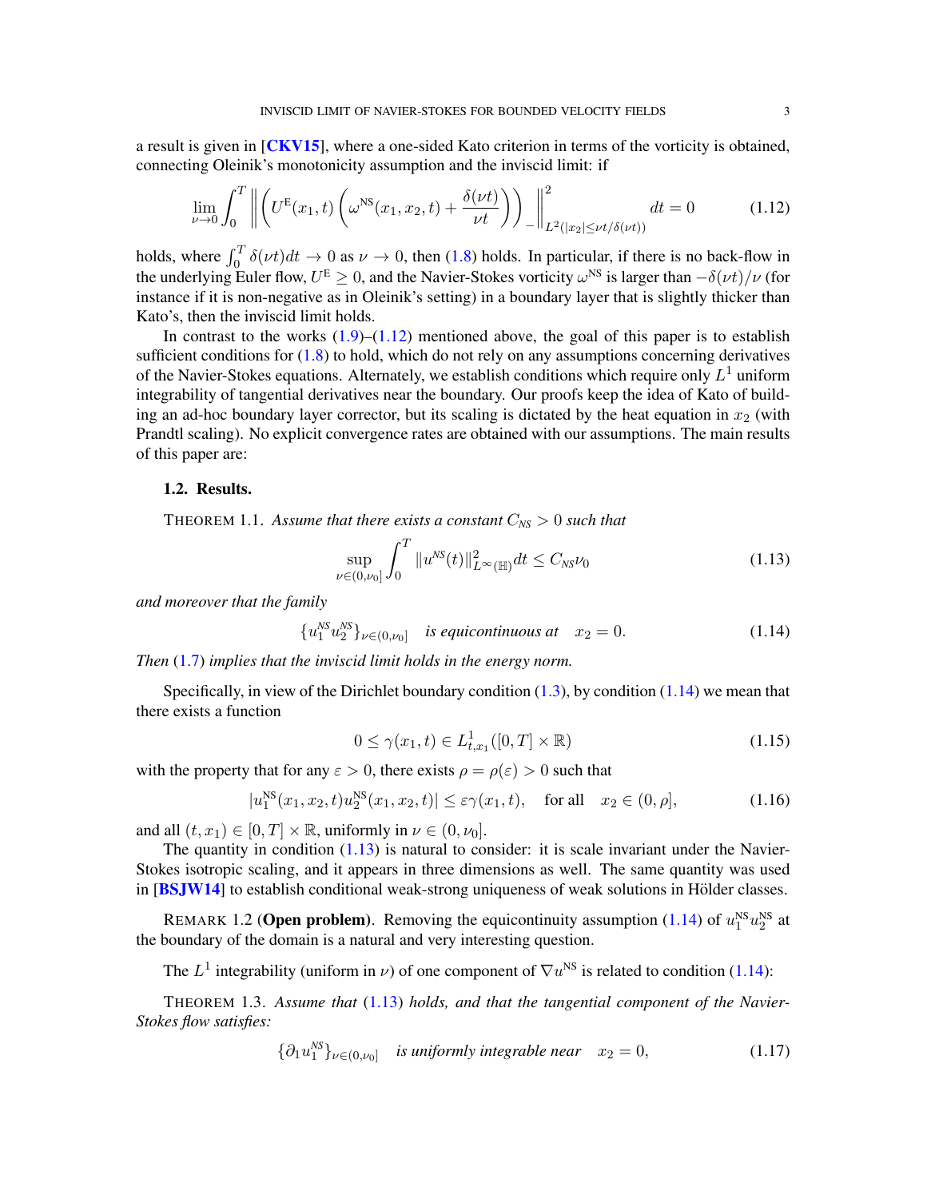a result is given in [CKV15], where a one-sided Kato criterion in terms of the vorticity is obtained, connecting Oleinik's monotonicity assumption and the inviscid limit: if

$$\lim_{\nu\to 0}\int_0^T \left\| \left( U^{\rm E}(x_1,t)\left(\omega^{\rm NS}(x_1,x_2,t)+\frac{\delta(\nu t)}{\nu t}\right)\right)_- \right\|^2_{L^2(|x_2|\leq \nu t/\delta(\nu t))} dt = 0 \tag{1.12}$$

holds, where $\int_0^T \delta(\nu t)dt \to 0$ as $\nu \to 0$, then (1.8) holds. In particular, if there is no back-flow in the underlying Euler flow, $U^{\rm E} \geq 0$, and the Navier-Stokes vorticity $\omega^{\rm NS}$ is larger than $-\delta(\nu t)/\nu$ (for instance if it is non-negative as in Oleinik's setting) in a boundary layer that is slightly thicker than Kato's, then the inviscid limit holds.

In contrast to the works (1.9)–(1.12) mentioned above, the goal of this paper is to establish sufficient conditions for (1.8) to hold, which do not rely on any assumptions concerning derivatives of the Navier-Stokes equations. Alternately, we establish conditions which require only $L^1$ uniform integrability of tangential derivatives near the boundary. Our proofs keep the idea of Kato of building an ad-hoc boundary layer corrector, but its scaling is dictated by the heat equation in $x_2$ (with Prandtl scaling). No explicit convergence rates are obtained with our assumptions. The main results of this paper are:

### 1.2. Results.

THEOREM 1.1. *Assume that there exists a constant $C_{NS} > 0$ such that*

$$\sup_{\nu\in(0,\nu_0]} \int_0^T \|u^{NS}(t)\|^2_{L^\infty(\mathbb{H})} dt \leq C_{NS}\nu_0 \tag{1.13}$$

*and moreover that the family*

$$\{u_1^{NS}u_2^{NS}\}_{\nu\in(0,\nu_0]} \quad \text{is equicontinuous at} \quad x_2 = 0. \tag{1.14}$$

*Then* (1.7) *implies that the inviscid limit holds in the energy norm.*

Specifically, in view of the Dirichlet boundary condition (1.3), by condition (1.14) we mean that there exists a function

$$0 \leq \gamma(x_1,t) \in L^1_{t,x_1}([0,T]\times\mathbb{R}) \tag{1.15}$$

with the property that for any $\varepsilon > 0$, there exists $\rho = \rho(\varepsilon) > 0$ such that

$$|u_1^{\rm NS}(x_1,x_2,t)u_2^{\rm NS}(x_1,x_2,t)| \leq \varepsilon\gamma(x_1,t), \quad \text{for all} \quad x_2 \in (0,\rho], \tag{1.16}$$

and all $(t,x_1) \in [0,T]\times\mathbb{R}$, uniformly in $\nu \in (0,\nu_0]$.

The quantity in condition (1.13) is natural to consider: it is scale invariant under the Navier-Stokes isotropic scaling, and it appears in three dimensions as well. The same quantity was used in [BSJW14] to establish conditional weak-strong uniqueness of weak solutions in Hölder classes.

REMARK 1.2 (**Open problem**). Removing the equicontinuity assumption (1.14) of $u_1^{\rm NS}u_2^{\rm NS}$ at the boundary of the domain is a natural and very interesting question.

The $L^1$ integrability (uniform in $\nu$) of one component of $\nabla u^{\rm NS}$ is related to condition (1.14):

THEOREM 1.3. *Assume that* (1.13) *holds, and that the tangential component of the Navier-Stokes flow satisfies:*

$$\{\partial_1 u_1^{NS}\}_{\nu\in(0,\nu_0]} \quad \text{is uniformly integrable near} \quad x_2 = 0, \tag{1.17}$$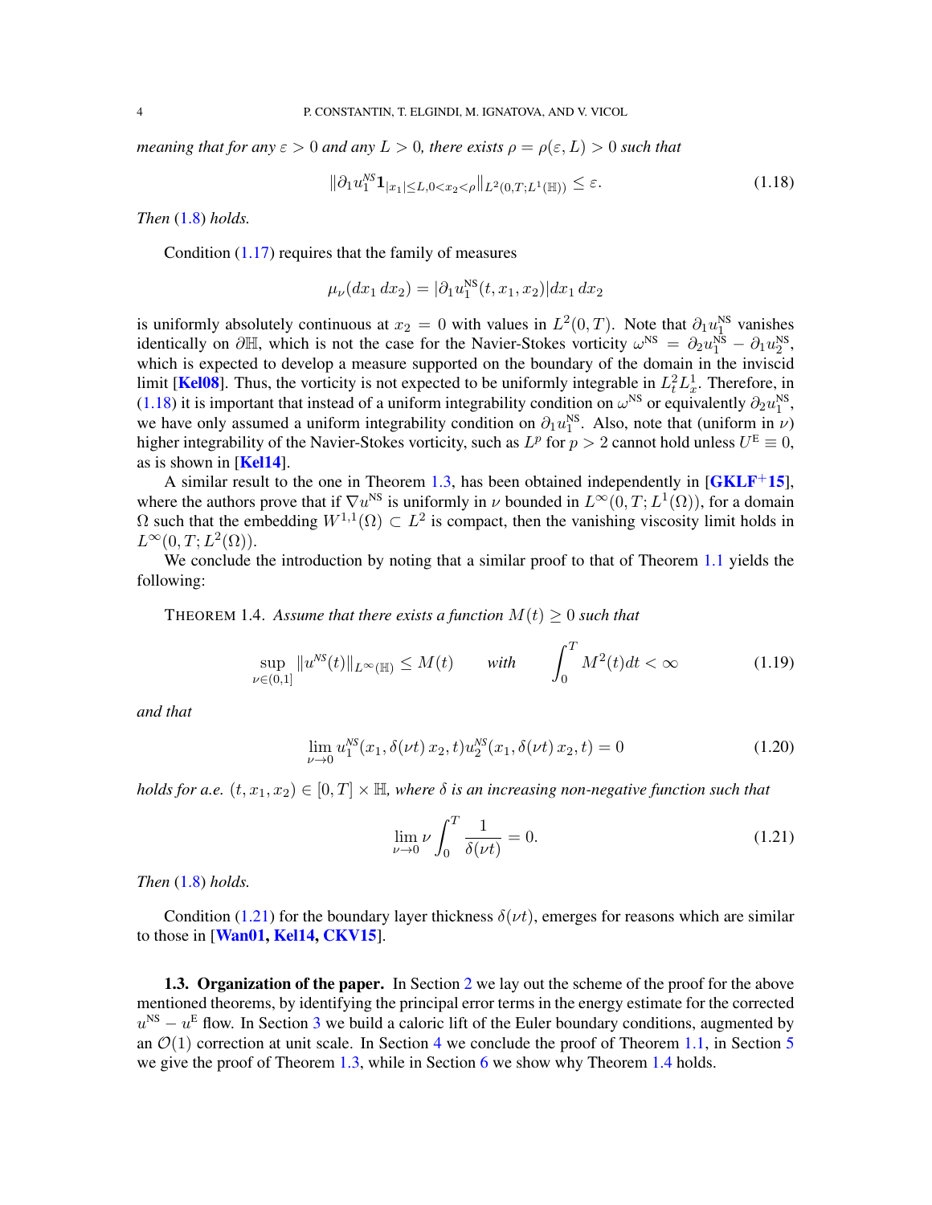*meaning that for any $\varepsilon > 0$ and any $L > 0$, there exists $\rho = \rho(\varepsilon, L) > 0$ such that*

$$\|\partial_1 u_1^{NS} \mathbf{1}_{|x_1|\leq L, 0<x_2<\rho}\|_{L^2(0,T;L^1(\mathbb{H}))} \leq \varepsilon. \tag{1.18}$$

*Then* (1.8) *holds.*

Condition (1.17) requires that the family of measures

$$\mu_\nu(dx_1\, dx_2) = |\partial_1 u_1^{\rm NS}(t, x_1, x_2)| dx_1\, dx_2$$

is uniformly absolutely continuous at $x_2 = 0$ with values in $L^2(0, T)$. Note that $\partial_1 u_1^{\rm NS}$ vanishes identically on $\partial\mathbb{H}$, which is not the case for the Navier-Stokes vorticity $\omega^{\rm NS} = \partial_2 u_1^{\rm NS} - \partial_1 u_2^{\rm NS}$, which is expected to develop a measure supported on the boundary of the domain in the inviscid limit [**Kel08**]. Thus, the vorticity is not expected to be uniformly integrable in $L_t^2 L_x^1$. Therefore, in (1.18) it is important that instead of a uniform integrability condition on $\omega^{\rm NS}$ or equivalently $\partial_2 u_1^{\rm NS}$, we have only assumed a uniform integrability condition on $\partial_1 u_1^{\rm NS}$. Also, note that (uniform in $\nu$) higher integrability of the Navier-Stokes vorticity, such as $L^p$ for $p > 2$ cannot hold unless $U^{\rm E} \equiv 0$, as is shown in [**Kel14**].

A similar result to the one in Theorem 1.3, has been obtained independently in [**GKLF**[+]**15**], where the authors prove that if $\nabla u^{\rm NS}$ is uniformly in $\nu$ bounded in $L^\infty(0, T; L^1(\Omega))$, for a domain $\Omega$ such that the embedding $W^{1,1}(\Omega) \subset L^2$ is compact, then the vanishing viscosity limit holds in $L^\infty(0, T; L^2(\Omega))$.

We conclude the introduction by noting that a similar proof to that of Theorem 1.1 yields the following:

THEOREM 1.4. *Assume that there exists a function $M(t) \geq 0$ such that*

$$\sup_{\nu\in(0,1]} \|u^{NS}(t)\|_{L^\infty(\mathbb{H})} \leq M(t) \qquad \text{with} \qquad \int_0^T M^2(t) dt < \infty \tag{1.19}$$

*and that*

$$\lim_{\nu\to 0} u_1^{NS}(x_1, \delta(\nu t)\, x_2, t) u_2^{NS}(x_1, \delta(\nu t)\, x_2, t) = 0 \tag{1.20}$$

*holds for a.e. $(t, x_1, x_2) \in [0, T] \times \mathbb{H}$, where $\delta$ is an increasing non-negative function such that*

$$\lim_{\nu\to 0} \nu \int_0^T \frac{1}{\delta(\nu t)} = 0. \tag{1.21}$$

*Then* (1.8) *holds.*

Condition (1.21) for the boundary layer thickness $\delta(\nu t)$, emerges for reasons which are similar to those in [**Wan01, Kel14, CKV15**].

**1.3. Organization of the paper.** In Section 2 we lay out the scheme of the proof for the above mentioned theorems, by identifying the principal error terms in the energy estimate for the corrected $u^{\rm NS} - u^{\rm E}$ flow. In Section 3 we build a caloric lift of the Euler boundary conditions, augmented by an $\mathcal{O}(1)$ correction at unit scale. In Section 4 we conclude the proof of Theorem 1.1, in Section 5 we give the proof of Theorem 1.3, while in Section 6 we show why Theorem 1.4 holds.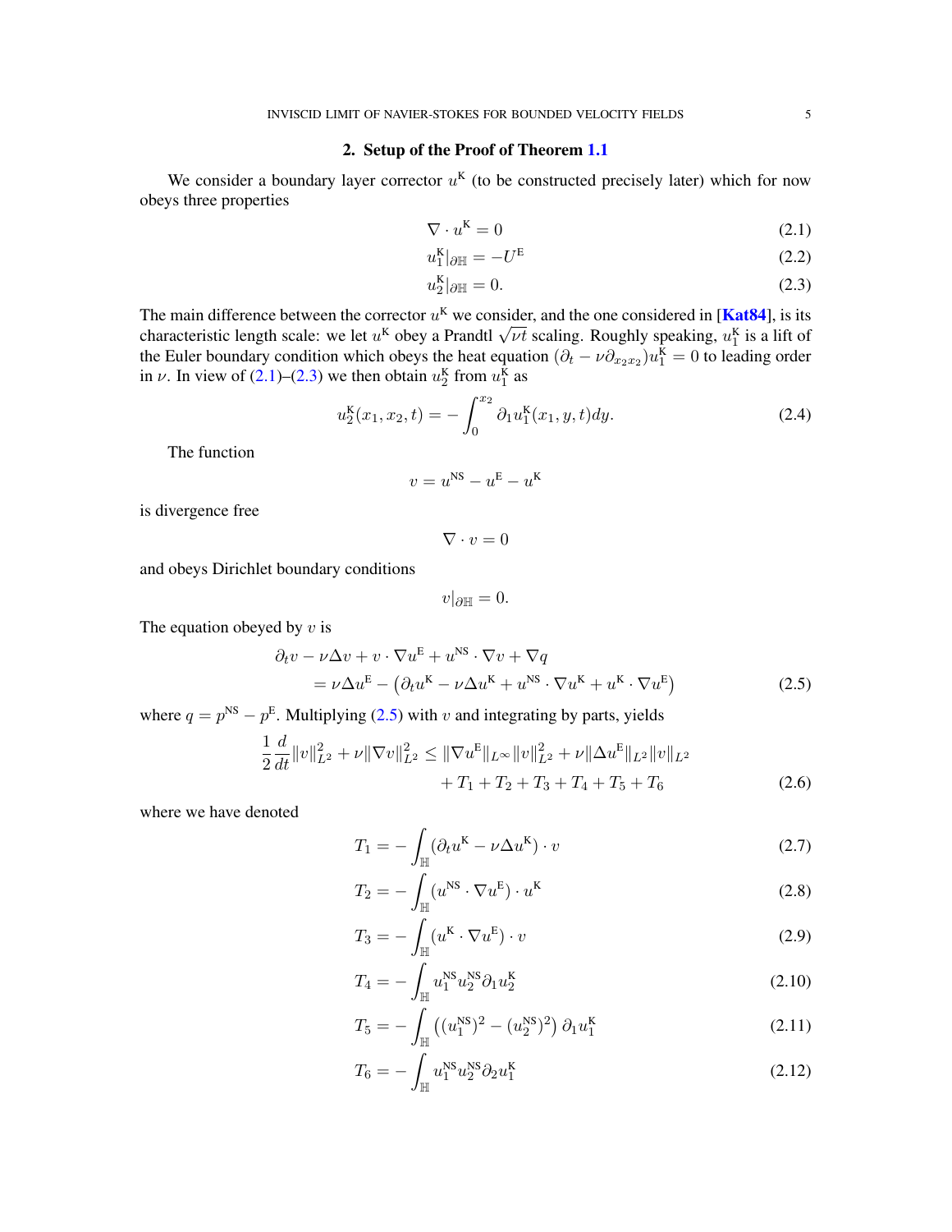## 2. Setup of the Proof of Theorem 1.1

We consider a boundary layer corrector $u^{\mathrm{K}}$ (to be constructed precisely later) which for now obeys three properties

$$\nabla \cdot u^{\mathrm{K}} = 0 \tag{2.1}$$

$$u_1^{\mathrm{K}}|_{\partial\mathbb{H}} = -U^{\mathrm{E}} \tag{2.2}$$

$$u_2^{\mathrm{K}}|_{\partial\mathbb{H}} = 0. \tag{2.3}$$

The main difference between the corrector $u^{\mathrm{K}}$ we consider, and the one considered in [Kat84], is its characteristic length scale: we let $u^{\mathrm{K}}$ obey a Prandtl $\sqrt{\nu t}$ scaling. Roughly speaking, $u_1^{\mathrm{K}}$ is a lift of the Euler boundary condition which obeys the heat equation $(\partial_t - \nu\partial_{x_2x_2})u_1^{\mathrm{K}} = 0$ to leading order in $\nu$. In view of (2.1)–(2.3) we then obtain $u_2^{\mathrm{K}}$ from $u_1^{\mathrm{K}}$ as

$$u_2^{\mathrm{K}}(x_1, x_2, t) = -\int_0^{x_2} \partial_1 u_1^{\mathrm{K}}(x_1, y, t)dy. \tag{2.4}$$

The function

$$v = u^{\mathrm{NS}} - u^{\mathrm{E}} - u^{\mathrm{K}}$$

is divergence free

$$\nabla \cdot v = 0$$

and obeys Dirichlet boundary conditions

$$v|_{\partial\mathbb{H}} = 0.$$

The equation obeyed by $v$ is

$$\begin{aligned}\partial_t v - \nu\Delta v + v\cdot\nabla u^{\mathrm{E}} + u^{\mathrm{NS}}\cdot\nabla v + \nabla q \\ = \nu\Delta u^{\mathrm{E}} - \left(\partial_t u^{\mathrm{K}} - \nu\Delta u^{\mathrm{K}} + u^{\mathrm{NS}}\cdot\nabla u^{\mathrm{K}} + u^{\mathrm{K}}\cdot\nabla u^{\mathrm{E}}\right)\end{aligned} \tag{2.5}$$

where $q = p^{\mathrm{NS}} - p^{\mathrm{E}}$. Multiplying (2.5) with $v$ and integrating by parts, yields

$$\begin{aligned}\frac{1}{2}\frac{d}{dt}\|v\|_{L^2}^2 + \nu\|\nabla v\|_{L^2}^2 \le \|\nabla u^{\mathrm{E}}\|_{L^\infty}\|v\|_{L^2}^2 + \nu\|\Delta u^{\mathrm{E}}\|_{L^2}\|v\|_{L^2} \\ + T_1 + T_2 + T_3 + T_4 + T_5 + T_6\end{aligned} \tag{2.6}$$

where we have denoted

$$T_1 = -\int_{\mathbb{H}} (\partial_t u^{\mathrm{K}} - \nu\Delta u^{\mathrm{K}})\cdot v \tag{2.7}$$

$$T_2 = -\int_{\mathbb{H}} (u^{\mathrm{NS}}\cdot\nabla u^{\mathrm{E}})\cdot u^{\mathrm{K}} \tag{2.8}$$

$$T_3 = -\int_{\mathbb{H}} (u^{\mathrm{K}}\cdot\nabla u^{\mathrm{E}})\cdot v \tag{2.9}$$

$$T_4 = -\int_{\mathbb{H}} u_1^{\mathrm{NS}} u_2^{\mathrm{NS}}\partial_1 u_2^{\mathrm{K}} \tag{2.10}$$

$$T_5 = -\int_{\mathbb{H}} \left((u_1^{\mathrm{NS}})^2 - (u_2^{\mathrm{NS}})^2\right)\partial_1 u_1^{\mathrm{K}} \tag{2.11}$$

$$T_6 = -\int_{\mathbb{H}} u_1^{\mathrm{NS}} u_2^{\mathrm{NS}}\partial_2 u_1^{\mathrm{K}} \tag{2.12}$$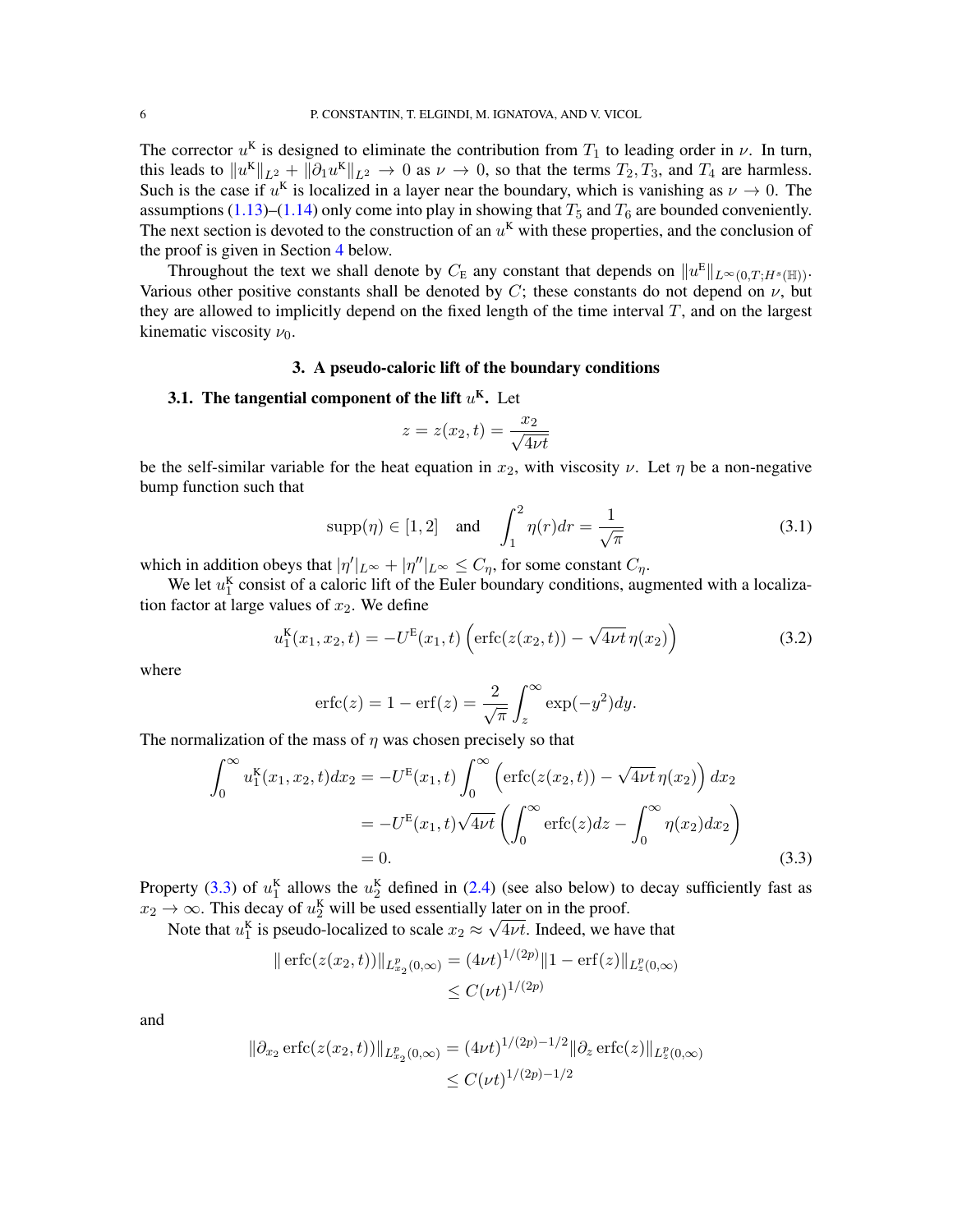The corrector $u^{\mathrm{K}}$ is designed to eliminate the contribution from $T_1$ to leading order in $\nu$. In turn, this leads to $\|u^{\mathrm{K}}\|_{L^2} + \|\partial_1 u^{\mathrm{K}}\|_{L^2} \to 0$ as $\nu \to 0$, so that the terms $T_2, T_3$, and $T_4$ are harmless. Such is the case if $u^{\mathrm{K}}$ is localized in a layer near the boundary, which is vanishing as $\nu \to 0$. The assumptions (1.13)–(1.14) only come into play in showing that $T_5$ and $T_6$ are bounded conveniently. The next section is devoted to the construction of an $u^{\mathrm{K}}$ with these properties, and the conclusion of the proof is given in Section 4 below.

Throughout the text we shall denote by $C_{\mathrm{E}}$ any constant that depends on $\|u^{\mathrm{E}}\|_{L^\infty(0,T;H^s(\mathbb{H}))}$. Various other positive constants shall be denoted by $C$; these constants do not depend on $\nu$, but they are allowed to implicitly depend on the fixed length of the time interval $T$, and on the largest kinematic viscosity $\nu_0$.

## 3. A pseudo-caloric lift of the boundary conditions

### 3.1. The tangential component of the lift $u^{\mathrm{K}}$.

Let

$$z = z(x_2, t) = \frac{x_2}{\sqrt{4\nu t}}$$

be the self-similar variable for the heat equation in $x_2$, with viscosity $\nu$. Let $\eta$ be a non-negative bump function such that

$$\mathrm{supp}(\eta) \in [1,2] \quad \text{and} \quad \int_1^2 \eta(r)dr = \frac{1}{\sqrt{\pi}} \tag{3.1}$$

which in addition obeys that $|\eta'|_{L^\infty} + |\eta''|_{L^\infty} \le C_\eta$, for some constant $C_\eta$.

We let $u_1^{\mathrm{K}}$ consist of a caloric lift of the Euler boundary conditions, augmented with a localization factor at large values of $x_2$. We define

$$u_1^{\mathrm{K}}(x_1, x_2, t) = -U^{\mathrm{E}}(x_1, t)\left(\mathrm{erfc}(z(x_2,t)) - \sqrt{4\nu t}\,\eta(x_2)\right) \tag{3.2}$$

where

$$\mathrm{erfc}(z) = 1 - \mathrm{erf}(z) = \frac{2}{\sqrt{\pi}}\int_z^\infty \exp(-y^2)dy.$$

The normalization of the mass of $\eta$ was chosen precisely so that

$$\begin{aligned}
\int_0^\infty u_1^{\mathrm{K}}(x_1,x_2,t)dx_2 &= -U^{\mathrm{E}}(x_1,t)\int_0^\infty \left(\mathrm{erfc}(z(x_2,t)) - \sqrt{4\nu t}\,\eta(x_2)\right)dx_2 \\
&= -U^{\mathrm{E}}(x_1,t)\sqrt{4\nu t}\left(\int_0^\infty \mathrm{erfc}(z)dz - \int_0^\infty \eta(x_2)dx_2\right) \\
&= 0.
\end{aligned} \tag{3.3}$$

Property (3.3) of $u_1^{\mathrm{K}}$ allows the $u_2^{\mathrm{K}}$ defined in (2.4) (see also below) to decay sufficiently fast as $x_2 \to \infty$. This decay of $u_2^{\mathrm{K}}$ will be used essentially later on in the proof.

Note that $u_1^{\mathrm{K}}$ is pseudo-localized to scale $x_2 \approx \sqrt{4\nu t}$. Indeed, we have that

$$\begin{aligned}
\|\mathrm{erfc}(z(x_2,t))\|_{L^p_{x_2}(0,\infty)} &= (4\nu t)^{1/(2p)}\|1 - \mathrm{erf}(z)\|_{L^p_z(0,\infty)} \\
&\le C(\nu t)^{1/(2p)}
\end{aligned}$$

and

$$\begin{aligned}
\|\partial_{x_2}\mathrm{erfc}(z(x_2,t))\|_{L^p_{x_2}(0,\infty)} &= (4\nu t)^{1/(2p)-1/2}\|\partial_z \mathrm{erfc}(z)\|_{L^p_z(0,\infty)} \\
&\le C(\nu t)^{1/(2p)-1/2}
\end{aligned}$$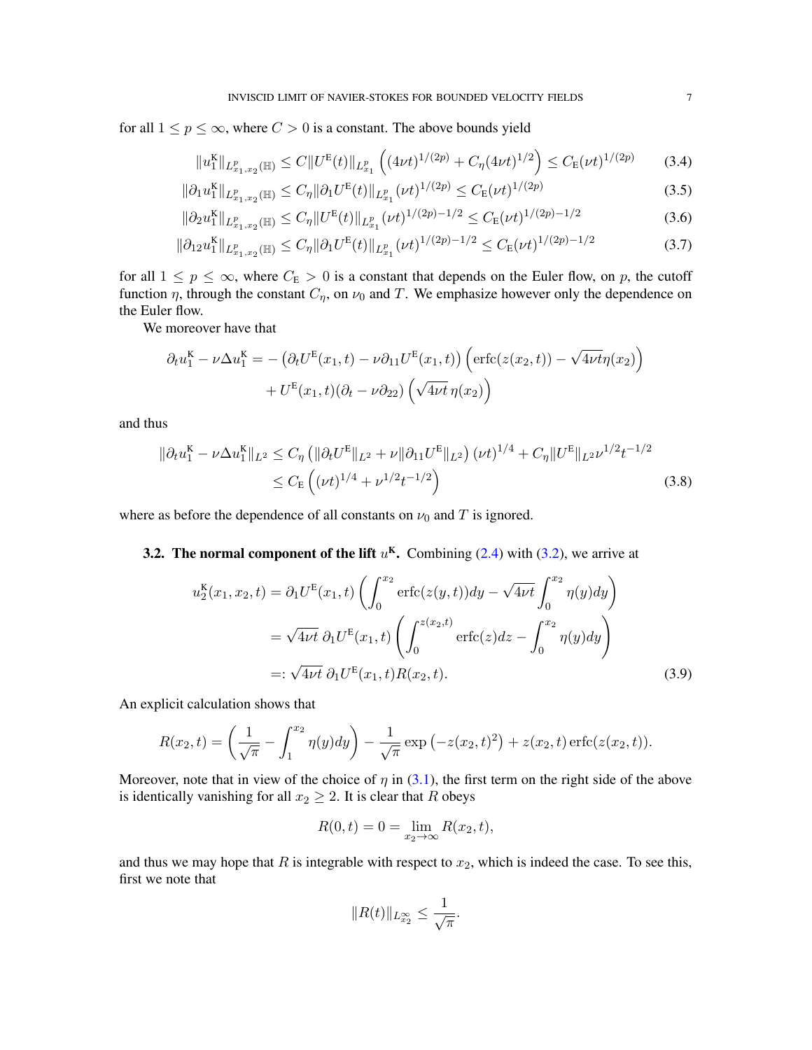for all $1 \leq p \leq \infty$, where $C > 0$ is a constant. The above bounds yield

$$\|u_1^{\mathrm{K}}\|_{L^p_{x_1,x_2}(\mathbb{H})} \leq C\|U^{\mathrm{E}}(t)\|_{L^p_{x_1}} \left((4\nu t)^{1/(2p)} + C_\eta (4\nu t)^{1/2}\right) \leq C_{\mathrm{E}}(\nu t)^{1/(2p)} \tag{3.4}$$

$$\|\partial_1 u_1^{\mathrm{K}}\|_{L^p_{x_1,x_2}(\mathbb{H})} \leq C_\eta \|\partial_1 U^{\mathrm{E}}(t)\|_{L^p_{x_1}} (\nu t)^{1/(2p)} \leq C_{\mathrm{E}}(\nu t)^{1/(2p)} \tag{3.5}$$

$$\|\partial_2 u_1^{\mathrm{K}}\|_{L^p_{x_1,x_2}(\mathbb{H})} \leq C_\eta \|U^{\mathrm{E}}(t)\|_{L^p_{x_1}} (\nu t)^{1/(2p)-1/2} \leq C_{\mathrm{E}}(\nu t)^{1/(2p)-1/2} \tag{3.6}$$

$$\|\partial_{12} u_1^{\mathrm{K}}\|_{L^p_{x_1,x_2}(\mathbb{H})} \leq C_\eta \|\partial_1 U^{\mathrm{E}}(t)\|_{L^p_{x_1}} (\nu t)^{1/(2p)-1/2} \leq C_{\mathrm{E}}(\nu t)^{1/(2p)-1/2} \tag{3.7}$$

for all $1 \leq p \leq \infty$, where $C_{\mathrm{E}} > 0$ is a constant that depends on the Euler flow, on $p$, the cutoff function $\eta$, through the constant $C_\eta$, on $\nu_0$ and $T$. We emphasize however only the dependence on the Euler flow.

We moreover have that

$$\begin{aligned}
\partial_t u_1^{\mathrm{K}} - \nu \Delta u_1^{\mathrm{K}} = &- \left(\partial_t U^{\mathrm{E}}(x_1,t) - \nu \partial_{11} U^{\mathrm{E}}(x_1,t)\right)\left(\operatorname{erfc}(z(x_2,t)) - \sqrt{4\nu t}\,\eta(x_2)\right) \\
&+ U^{\mathrm{E}}(x_1,t)(\partial_t - \nu \partial_{22})\left(\sqrt{4\nu t}\,\eta(x_2)\right)
\end{aligned}$$

and thus

$$\begin{aligned}
\|\partial_t u_1^{\mathrm{K}} - \nu \Delta u_1^{\mathrm{K}}\|_{L^2} &\leq C_\eta \left(\|\partial_t U^{\mathrm{E}}\|_{L^2} + \nu \|\partial_{11} U^{\mathrm{E}}\|_{L^2}\right)(\nu t)^{1/4} + C_\eta \|U^{\mathrm{E}}\|_{L^2} \nu^{1/2} t^{-1/2} \\
&\leq C_{\mathrm{E}}\left((\nu t)^{1/4} + \nu^{1/2} t^{-1/2}\right)
\end{aligned} \tag{3.8}$$

where as before the dependence of all constants on $\nu_0$ and $T$ is ignored.

### 3.2. The normal component of the lift $u^{\mathrm{K}}$.

Combining (2.4) with (3.2), we arrive at

$$\begin{aligned}
u_2^{\mathrm{K}}(x_1,x_2,t) &= \partial_1 U^{\mathrm{E}}(x_1,t)\left(\int_0^{x_2} \operatorname{erfc}(z(y,t))dy - \sqrt{4\nu t}\int_0^{x_2}\eta(y)dy\right) \\
&= \sqrt{4\nu t}\,\partial_1 U^{\mathrm{E}}(x_1,t)\left(\int_0^{z(x_2,t)} \operatorname{erfc}(z)dz - \int_0^{x_2}\eta(y)dy\right) \\
&=: \sqrt{4\nu t}\,\partial_1 U^{\mathrm{E}}(x_1,t) R(x_2,t).
\end{aligned} \tag{3.9}$$

An explicit calculation shows that

$$R(x_2,t) = \left(\frac{1}{\sqrt{\pi}} - \int_1^{x_2}\eta(y)dy\right) - \frac{1}{\sqrt{\pi}}\exp\left(-z(x_2,t)^2\right) + z(x_2,t)\operatorname{erfc}(z(x_2,t)).$$

Moreover, note that in view of the choice of $\eta$ in (3.1), the first term on the right side of the above is identically vanishing for all $x_2 \geq 2$. It is clear that $R$ obeys

$$R(0,t) = 0 = \lim_{x_2 \to \infty} R(x_2,t),$$

and thus we may hope that $R$ is integrable with respect to $x_2$, which is indeed the case. To see this, first we note that

$$\|R(t)\|_{L^\infty_{x_2}} \leq \frac{1}{\sqrt{\pi}}.$$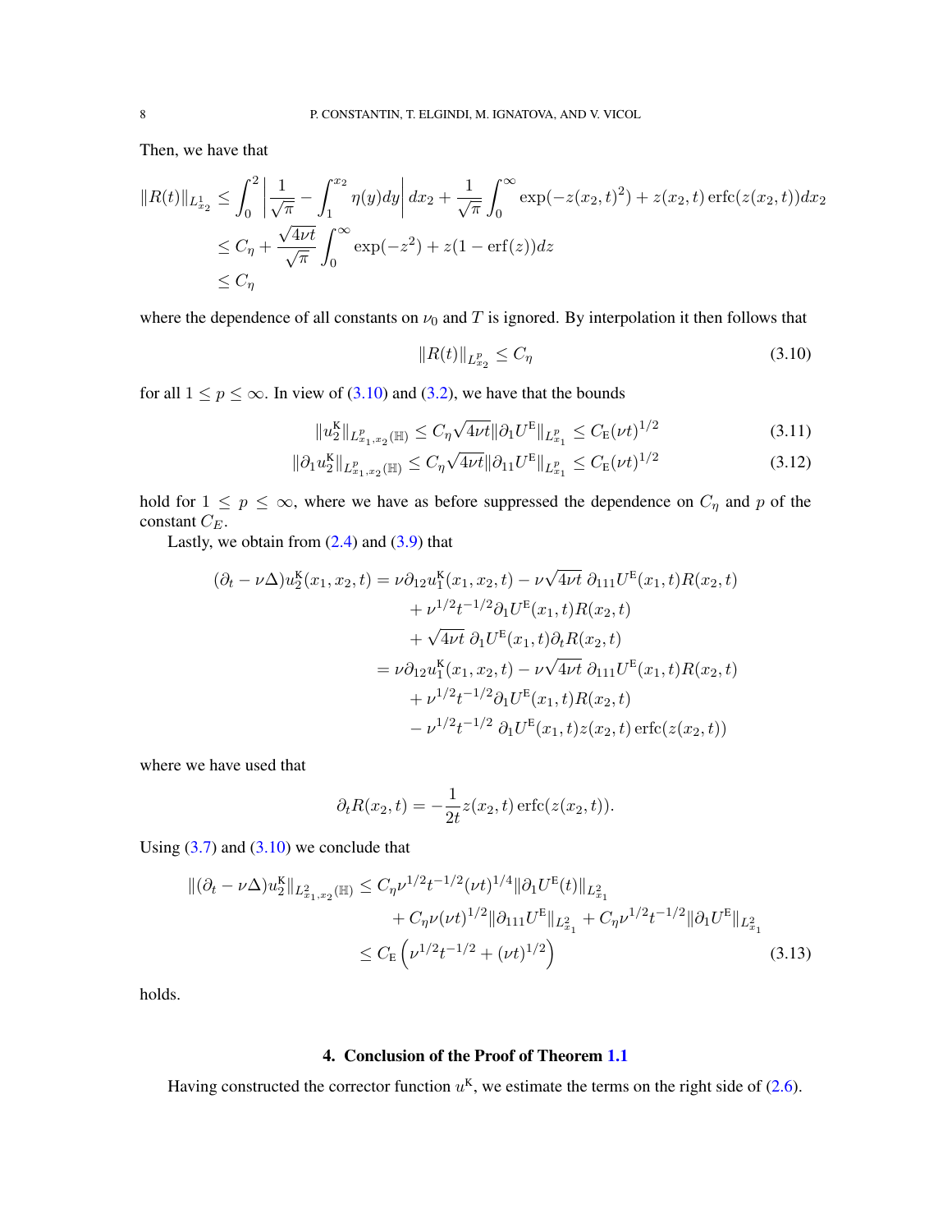Then, we have that

$$
\begin{aligned}
\|R(t)\|_{L^1_{x_2}} &\leq \int_0^2 \left| \frac{1}{\sqrt{\pi}} - \int_1^{x_2} \eta(y) dy \right| dx_2 + \frac{1}{\sqrt{\pi}} \int_0^\infty \exp(-z(x_2,t)^2) + z(x_2,t)\, \mathrm{erfc}(z(x_2,t)) dx_2 \\
&\leq C_\eta + \frac{\sqrt{4\nu t}}{\sqrt{\pi}} \int_0^\infty \exp(-z^2) + z(1 - \mathrm{erf}(z)) dz \\
&\leq C_\eta
\end{aligned}
$$

where the dependence of all constants on $\nu_0$ and $T$ is ignored. By interpolation it then follows that

$$
\|R(t)\|_{L^p_{x_2}} \leq C_\eta \tag{3.10}
$$

for all $1 \leq p \leq \infty$. In view of (3.10) and (3.2), we have that the bounds

$$
\|u_2^{\mathrm{K}}\|_{L^p_{x_1,x_2}(\mathbb{H})} \leq C_\eta \sqrt{4\nu t} \|\partial_1 U^{\mathrm{E}}\|_{L^p_{x_1}} \leq C_{\mathrm{E}} (\nu t)^{1/2} \tag{3.11}
$$

$$
\|\partial_1 u_2^{\mathrm{K}}\|_{L^p_{x_1,x_2}(\mathbb{H})} \leq C_\eta \sqrt{4\nu t} \|\partial_{11} U^{\mathrm{E}}\|_{L^p_{x_1}} \leq C_{\mathrm{E}} (\nu t)^{1/2} \tag{3.12}
$$

hold for $1 \leq p \leq \infty$, where we have as before suppressed the dependence on $C_\eta$ and $p$ of the constant $C_E$.

Lastly, we obtain from (2.4) and (3.9) that

$$
\begin{aligned}
(\partial_t - \nu\Delta) u_2^{\mathrm{K}}(x_1,x_2,t) &= \nu \partial_{12} u_1^{\mathrm{K}}(x_1,x_2,t) - \nu\sqrt{4\nu t}\; \partial_{111} U^{\mathrm{E}}(x_1,t) R(x_2,t) \\
&\quad + \nu^{1/2} t^{-1/2} \partial_1 U^{\mathrm{E}}(x_1,t) R(x_2,t) \\
&\quad + \sqrt{4\nu t}\; \partial_1 U^{\mathrm{E}}(x_1,t) \partial_t R(x_2,t) \\
&= \nu \partial_{12} u_1^{\mathrm{K}}(x_1,x_2,t) - \nu\sqrt{4\nu t}\; \partial_{111} U^{\mathrm{E}}(x_1,t) R(x_2,t) \\
&\quad + \nu^{1/2} t^{-1/2} \partial_1 U^{\mathrm{E}}(x_1,t) R(x_2,t) \\
&\quad - \nu^{1/2} t^{-1/2}\; \partial_1 U^{\mathrm{E}}(x_1,t) z(x_2,t)\, \mathrm{erfc}(z(x_2,t))
\end{aligned}
$$

where we have used that

$$
\partial_t R(x_2,t) = -\frac{1}{2t} z(x_2,t)\, \mathrm{erfc}(z(x_2,t)).
$$

Using (3.7) and (3.10) we conclude that

$$
\begin{aligned}
\|(\partial_t - \nu\Delta) u_2^{\mathrm{K}}\|_{L^2_{x_1,x_2}(\mathbb{H})} &\leq C_\eta \nu^{1/2} t^{-1/2} (\nu t)^{1/4} \|\partial_1 U^{\mathrm{E}}(t)\|_{L^2_{x_1}} \\
&\quad + C_\eta \nu (\nu t)^{1/2} \|\partial_{111} U^{\mathrm{E}}\|_{L^2_{x_1}} + C_\eta \nu^{1/2} t^{-1/2} \|\partial_1 U^{\mathrm{E}}\|_{L^2_{x_1}} \\
&\leq C_{\mathrm{E}} \left( \nu^{1/2} t^{-1/2} + (\nu t)^{1/2} \right)
\end{aligned} \tag{3.13}
$$

holds.

## 4. Conclusion of the Proof of Theorem 1.1

Having constructed the corrector function $u^{\mathrm{K}}$, we estimate the terms on the right side of (2.6).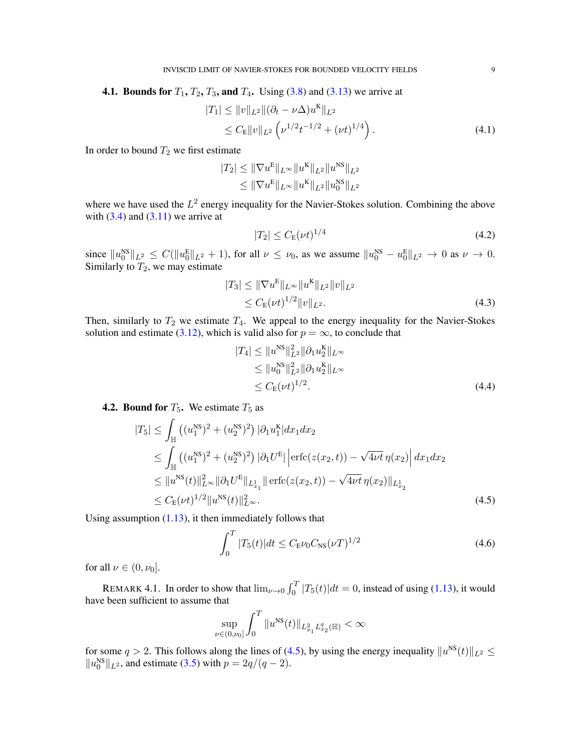### 4.1. Bounds for $T_1, T_2, T_3,$ and $T_4$.

Using (3.8) and (3.13) we arrive at

$$
\begin{aligned}
|T_1| &\leq \|v\|_{L^2} \|(\partial_t - \nu\Delta) u^{\mathrm{K}}\|_{L^2} \\
&\leq C_{\mathrm{E}} \|v\|_{L^2} \left( \nu^{1/2} t^{-1/2} + (\nu t)^{1/4} \right).
\end{aligned} \tag{4.1}
$$

In order to bound $T_2$ we first estimate

$$
\begin{aligned}
|T_2| &\leq \|\nabla u^{\mathrm{E}}\|_{L^\infty} \|u^{\mathrm{K}}\|_{L^2} \|u^{\mathrm{NS}}\|_{L^2} \\
&\leq \|\nabla u^{\mathrm{E}}\|_{L^\infty} \|u^{\mathrm{K}}\|_{L^2} \|u_0^{\mathrm{NS}}\|_{L^2}
\end{aligned}
$$

where we have used the $L^2$ energy inequality for the Navier-Stokes solution. Combining the above with (3.4) and (3.11) we arrive at

$$
|T_2| \leq C_{\mathrm{E}} (\nu t)^{1/4} \tag{4.2}
$$

since $\|u_0^{\mathrm{NS}}\|_{L^2} \leq C(\|u_0^{\mathrm{E}}\|_{L^2} + 1)$, for all $\nu \leq \nu_0$, as we assume $\|u_0^{\mathrm{NS}} - u_0^{\mathrm{E}}\|_{L^2} \to 0$ as $\nu \to 0$. Similarly to $T_2$, we may estimate

$$
\begin{aligned}
|T_3| &\leq \|\nabla u^{\mathrm{E}}\|_{L^\infty} \|u^{\mathrm{K}}\|_{L^2} \|v\|_{L^2} \\
&\leq C_{\mathrm{E}} (\nu t)^{1/2} \|v\|_{L^2}.
\end{aligned} \tag{4.3}
$$

Then, similarly to $T_2$ we estimate $T_4$. We appeal to the energy inequality for the Navier-Stokes solution and estimate (3.12), which is valid also for $p = \infty$, to conclude that

$$
\begin{aligned}
|T_4| &\leq \|u^{\mathrm{NS}}\|_{L^2}^2 \|\partial_1 u_2^{\mathrm{K}}\|_{L^\infty} \\
&\leq \|u_0^{\mathrm{NS}}\|_{L^2}^2 \|\partial_1 u_2^{\mathrm{K}}\|_{L^\infty} \\
&\leq C_{\mathrm{E}} (\nu t)^{1/2}.
\end{aligned} \tag{4.4}
$$

### 4.2. Bound for $T_5$.

We estimate $T_5$ as

$$
\begin{aligned}
|T_5| &\leq \int_{\mathbb{H}} \left( (u_1^{\mathrm{NS}})^2 + (u_2^{\mathrm{NS}})^2 \right) |\partial_1 u_1^{\mathrm{K}}| dx_1 dx_2 \\
&\leq \int_{\mathbb{H}} \left( (u_1^{\mathrm{NS}})^2 + (u_2^{\mathrm{NS}})^2 \right) |\partial_1 U^{\mathrm{E}}| \left| \operatorname{erfc}(z(x_2,t)) - \sqrt{4\nu t}\, \eta(x_2) \right| dx_1 dx_2 \\
&\leq \|u^{\mathrm{NS}}(t)\|_{L^\infty}^2 \|\partial_1 U^{\mathrm{E}}\|_{L^1_{x_1}} \| \operatorname{erfc}(z(x_2,t)) - \sqrt{4\nu t}\, \eta(x_2)\|_{L^1_{x_2}} \\
&\leq C_{\mathrm{E}} (\nu t)^{1/2} \|u^{\mathrm{NS}}(t)\|_{L^\infty}^2.
\end{aligned} \tag{4.5}
$$

Using assumption (1.13), it then immediately follows that

$$
\int_0^T |T_5(t)| dt \leq C_{\mathrm{E}} \nu_0 C_{\mathrm{NS}} (\nu T)^{1/2} \tag{4.6}
$$

for all $\nu \in (0, \nu_0]$.

REMARK 4.1. In order to show that $\lim_{\nu \to 0} \int_0^T |T_5(t)| dt = 0$, instead of using (1.13), it would have been sufficient to assume that

$$
\sup_{\nu \in (0,\nu_0]} \int_0^T \|u^{\mathrm{NS}}(t)\|_{L^2_{x_1} L^q_{x_2}(\mathbb{H})} < \infty
$$

for some $q > 2$. This follows along the lines of (4.5), by using the energy inequality $\|u^{\mathrm{NS}}(t)\|_{L^2} \leq \|u_0^{\mathrm{NS}}\|_{L^2}$, and estimate (3.5) with $p = 2q/(q-2)$.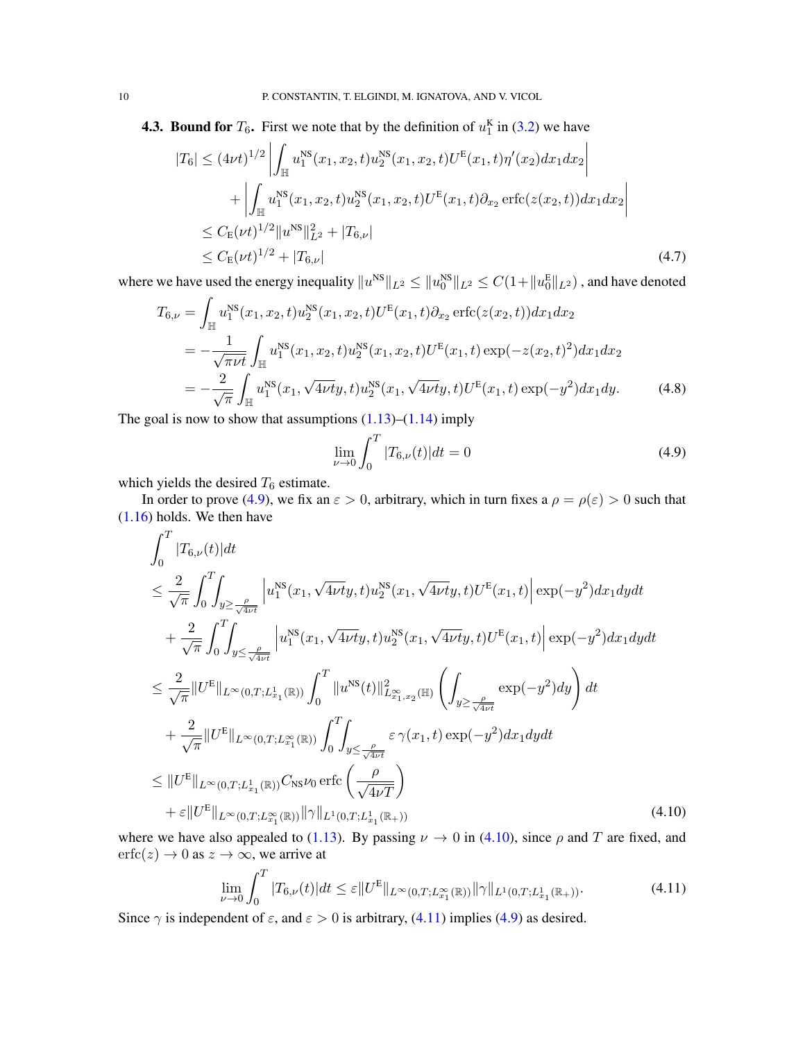**4.3. Bound for $T_6$.** First we note that by the definition of $u_1^{\rm K}$ in (3.2) we have

$$
\begin{aligned}
|T_6| &\leq (4\nu t)^{1/2} \left| \int_{\mathbb{H}} u_1^{\rm NS}(x_1,x_2,t) u_2^{\rm NS}(x_1,x_2,t) U^{\rm E}(x_1,t) \eta'(x_2) dx_1 dx_2 \right| \\
&\qquad + \left| \int_{\mathbb{H}} u_1^{\rm NS}(x_1,x_2,t) u_2^{\rm NS}(x_1,x_2,t) U^{\rm E}(x_1,t) \partial_{x_2} \operatorname{erfc}(z(x_2,t)) dx_1 dx_2 \right| \\
&\leq C_{\rm E} (\nu t)^{1/2} \|u^{\rm NS}\|_{L^2}^2 + |T_{6,\nu}| \\
&\leq C_{\rm E} (\nu t)^{1/2} + |T_{6,\nu}|
\end{aligned}
\tag{4.7}
$$

where we have used the energy inequality $\|u^{\rm NS}\|_{L^2} \leq \|u_0^{\rm NS}\|_{L^2} \leq C(1 + \|u_0^{\rm E}\|_{L^2})$ , and have denoted

$$
\begin{aligned}
T_{6,\nu} &= \int_{\mathbb{H}} u_1^{\rm NS}(x_1,x_2,t) u_2^{\rm NS}(x_1,x_2,t) U^{\rm E}(x_1,t) \partial_{x_2} \operatorname{erfc}(z(x_2,t)) dx_1 dx_2 \\
&= -\frac{1}{\sqrt{\pi \nu t}} \int_{\mathbb{H}} u_1^{\rm NS}(x_1,x_2,t) u_2^{\rm NS}(x_1,x_2,t) U^{\rm E}(x_1,t) \exp(-z(x_2,t)^2) dx_1 dx_2 \\
&= -\frac{2}{\sqrt{\pi}} \int_{\mathbb{H}} u_1^{\rm NS}(x_1, \sqrt{4\nu t} y, t) u_2^{\rm NS}(x_1, \sqrt{4\nu t} y, t) U^{\rm E}(x_1,t) \exp(-y^2) dx_1 dy.
\end{aligned}
\tag{4.8}
$$

The goal is now to show that assumptions (1.13)–(1.14) imply

$$
\lim_{\nu \to 0} \int_0^T |T_{6,\nu}(t)| dt = 0 \tag{4.9}
$$

which yields the desired $T_6$ estimate.

In order to prove (4.9), we fix an $\varepsilon > 0$, arbitrary, which in turn fixes a $\rho = \rho(\varepsilon) > 0$ such that (1.16) holds. We then have

$$
\begin{aligned}
&\int_0^T |T_{6,\nu}(t)| dt \\
&\leq \frac{2}{\sqrt{\pi}} \int_0^T \!\! \int_{y \geq \frac{\rho}{\sqrt{4\nu t}}} \left| u_1^{\rm NS}(x_1, \sqrt{4\nu t} y, t) u_2^{\rm NS}(x_1, \sqrt{4\nu t} y, t) U^{\rm E}(x_1,t) \right| \exp(-y^2) dx_1 dy dt \\
&\quad + \frac{2}{\sqrt{\pi}} \int_0^T \!\! \int_{y \leq \frac{\rho}{\sqrt{4\nu t}}} \left| u_1^{\rm NS}(x_1, \sqrt{4\nu t} y, t) u_2^{\rm NS}(x_1, \sqrt{4\nu t} y, t) U^{\rm E}(x_1,t) \right| \exp(-y^2) dx_1 dy dt \\
&\leq \frac{2}{\sqrt{\pi}} \|U^{\rm E}\|_{L^\infty(0,T; L^1_{x_1}(\mathbb{R}))} \int_0^T \|u^{\rm NS}(t)\|^2_{L^\infty_{x_1,x_2}(\mathbb{H})} \left( \int_{y \geq \frac{\rho}{\sqrt{4\nu t}}} \exp(-y^2) dy \right) dt \\
&\quad + \frac{2}{\sqrt{\pi}} \|U^{\rm E}\|_{L^\infty(0,T; L^\infty_{x_1}(\mathbb{R}))} \int_0^T \!\! \int_{y \leq \frac{\rho}{\sqrt{4\nu t}}} \varepsilon\, \gamma(x_1,t) \exp(-y^2) dx_1 dy dt \\
&\leq \|U^{\rm E}\|_{L^\infty(0,T; L^1_{x_1}(\mathbb{R}))} C_{\rm NS} \nu_0 \operatorname{erfc}\left( \frac{\rho}{\sqrt{4\nu T}} \right) \\
&\quad + \varepsilon \|U^{\rm E}\|_{L^\infty(0,T; L^\infty_{x_1}(\mathbb{R}))} \|\gamma\|_{L^1(0,T; L^1_{x_1}(\mathbb{R}_+))}
\end{aligned}
\tag{4.10}
$$

where we have also appealed to (1.13). By passing $\nu \to 0$ in (4.10), since $\rho$ and $T$ are fixed, and $\operatorname{erfc}(z) \to 0$ as $z \to \infty$, we arrive at

$$
\lim_{\nu \to 0} \int_0^T |T_{6,\nu}(t)| dt \leq \varepsilon \|U^{\rm E}\|_{L^\infty(0,T; L^\infty_{x_1}(\mathbb{R}))} \|\gamma\|_{L^1(0,T; L^1_{x_1}(\mathbb{R}_+))}. \tag{4.11}
$$

Since $\gamma$ is independent of $\varepsilon$, and $\varepsilon > 0$ is arbitrary, (4.11) implies (4.9) as desired.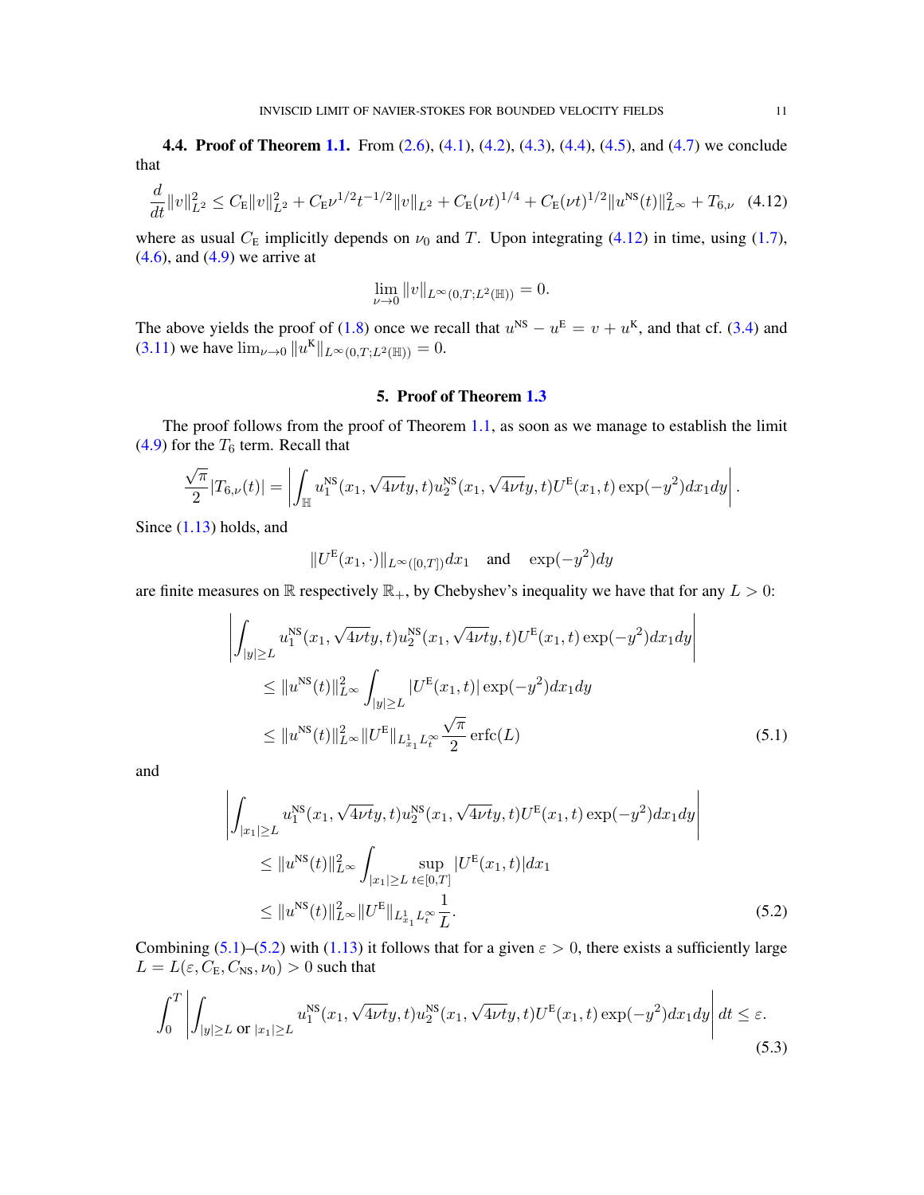**4.4. Proof of Theorem 1.1.** From (2.6), (4.1), (4.2), (4.3), (4.4), (4.5), and (4.7) we conclude that

$$\frac{d}{dt}\|v\|_{L^2}^2 \leq C_{\rm E}\|v\|_{L^2}^2 + C_{\rm E}\nu^{1/2}t^{-1/2}\|v\|_{L^2} + C_{\rm E}(\nu t)^{1/4} + C_{\rm E}(\nu t)^{1/2}\|u^{\rm NS}(t)\|_{L^\infty}^2 + T_{6,\nu} \quad (4.12)$$

where as usual $C_{\rm E}$ implicitly depends on $\nu_0$ and $T$. Upon integrating (4.12) in time, using (1.7), (4.6), and (4.9) we arrive at

$$\lim_{\nu\to 0}\|v\|_{L^\infty(0,T;L^2(\mathbb{H}))} = 0.$$

The above yields the proof of (1.8) once we recall that $u^{\rm NS} - u^{\rm E} = v + u^{\rm K}$, and that cf. (3.4) and (3.11) we have $\lim_{\nu\to 0}\|u^{\rm K}\|_{L^\infty(0,T;L^2(\mathbb{H}))} = 0$.

## 5. Proof of Theorem 1.3

The proof follows from the proof of Theorem 1.1, as soon as we manage to establish the limit (4.9) for the $T_6$ term. Recall that

$$\frac{\sqrt{\pi}}{2}|T_{6,\nu}(t)| = \left|\int_{\mathbb{H}} u_1^{\rm NS}(x_1,\sqrt{4\nu t}y,t)u_2^{\rm NS}(x_1,\sqrt{4\nu t}y,t)U^{\rm E}(x_1,t)\exp(-y^2)dx_1dy\right|.$$

Since (1.13) holds, and

$$\|U^{\rm E}(x_1,\cdot)\|_{L^\infty([0,T])}dx_1 \quad \text{and} \quad \exp(-y^2)dy$$

are finite measures on $\mathbb{R}$ respectively $\mathbb{R}_+$, by Chebyshev's inequality we have that for any $L>0$:

$$\begin{aligned}
&\left|\int_{|y|\geq L} u_1^{\rm NS}(x_1,\sqrt{4\nu t}y,t)u_2^{\rm NS}(x_1,\sqrt{4\nu t}y,t)U^{\rm E}(x_1,t)\exp(-y^2)dx_1dy\right| \\
&\qquad \leq \|u^{\rm NS}(t)\|_{L^\infty}^2\int_{|y|\geq L}|U^{\rm E}(x_1,t)|\exp(-y^2)dx_1dy \\
&\qquad \leq \|u^{\rm NS}(t)\|_{L^\infty}^2\|U^{\rm E}\|_{L^1_{x_1}L^\infty_t}\frac{\sqrt{\pi}}{2}\operatorname{erfc}(L)
\end{aligned} \quad (5.1)$$

and

$$\begin{aligned}
&\left|\int_{|x_1|\geq L} u_1^{\rm NS}(x_1,\sqrt{4\nu t}y,t)u_2^{\rm NS}(x_1,\sqrt{4\nu t}y,t)U^{\rm E}(x_1,t)\exp(-y^2)dx_1dy\right| \\
&\qquad \leq \|u^{\rm NS}(t)\|_{L^\infty}^2\int_{|x_1|\geq L}\sup_{t\in[0,T]}|U^{\rm E}(x_1,t)|dx_1 \\
&\qquad \leq \|u^{\rm NS}(t)\|_{L^\infty}^2\|U^{\rm E}\|_{L^1_{x_1}L^\infty_t}\frac{1}{L}.
\end{aligned} \quad (5.2)$$

Combining (5.1)–(5.2) with (1.13) it follows that for a given $\varepsilon>0$, there exists a sufficiently large $L = L(\varepsilon, C_{\rm E}, C_{\rm NS}, \nu_0) > 0$ such that

$$\int_0^T\left|\int_{|y|\geq L \text{ or } |x_1|\geq L} u_1^{\rm NS}(x_1,\sqrt{4\nu t}y,t)u_2^{\rm NS}(x_1,\sqrt{4\nu t}y,t)U^{\rm E}(x_1,t)\exp(-y^2)dx_1dy\right|dt \leq \varepsilon. \quad (5.3)$$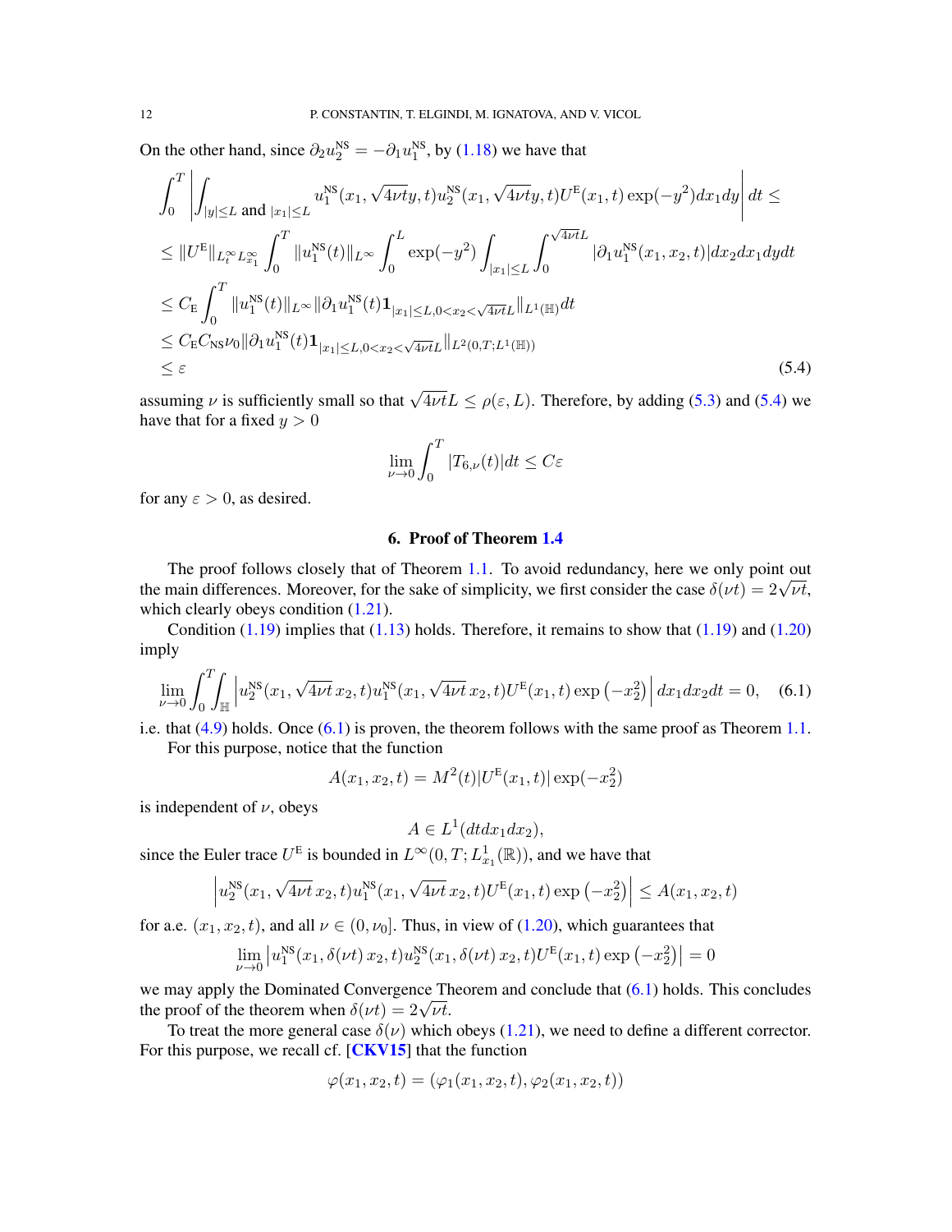On the other hand, since $\partial_2 u_2^{\rm NS} = -\partial_1 u_1^{\rm NS}$, by (1.18) we have that

$$
\begin{aligned}
&\int_0^T \left| \int_{|y|\le L \text{ and } |x_1|\le L} u_1^{\rm NS}(x_1,\sqrt{4\nu t}y,t) u_2^{\rm NS}(x_1,\sqrt{4\nu t}y,t) U^{\rm E}(x_1,t)\exp(-y^2) dx_1 dy \right| dt \le \\
&\le \|U^{\rm E}\|_{L^\infty_t L^\infty_{x_1}} \int_0^T \|u_1^{\rm NS}(t)\|_{L^\infty} \int_0^L \exp(-y^2) \int_{|x_1|\le L} \int_0^{\sqrt{4\nu t}L} |\partial_1 u_1^{\rm NS}(x_1,x_2,t)| dx_2 dx_1 dy dt \\
&\le C_{\rm E} \int_0^T \|u_1^{\rm NS}(t)\|_{L^\infty} \|\partial_1 u_1^{\rm NS}(t) \mathbf{1}_{|x_1|\le L, 0<x_2<\sqrt{4\nu t}L}\|_{L^1(\mathbb{H})} dt \\
&\le C_{\rm E} C_{\rm NS} \nu_0 \|\partial_1 u_1^{\rm NS}(t) \mathbf{1}_{|x_1|\le L, 0<x_2<\sqrt{4\nu t}L}\|_{L^2(0,T;L^1(\mathbb{H}))} \\
&\le \varepsilon
\end{aligned}
\tag{5.4}
$$

assuming $\nu$ is sufficiently small so that $\sqrt{4\nu t}L \le \rho(\varepsilon, L)$. Therefore, by adding (5.3) and (5.4) we have that for a fixed $y > 0$

$$
\lim_{\nu\to 0} \int_0^T |T_{6,\nu}(t)| dt \le C\varepsilon
$$

for any $\varepsilon > 0$, as desired.

## 6. Proof of Theorem 1.4

The proof follows closely that of Theorem 1.1. To avoid redundancy, here we only point out the main differences. Moreover, for the sake of simplicity, we first consider the case $\delta(\nu t) = 2\sqrt{\nu t}$, which clearly obeys condition (1.21).

Condition (1.19) implies that (1.13) holds. Therefore, it remains to show that (1.19) and (1.20) imply

$$
\lim_{\nu\to 0} \int_0^T \int_{\mathbb{H}} \left| u_2^{\rm NS}(x_1,\sqrt{4\nu t}\,x_2,t) u_1^{\rm NS}(x_1,\sqrt{4\nu t}\,x_2,t) U^{\rm E}(x_1,t) \exp\left(-x_2^2\right) \right| dx_1 dx_2 dt = 0, \tag{6.1}
$$

i.e. that (4.9) holds. Once (6.1) is proven, the theorem follows with the same proof as Theorem 1.1.

For this purpose, notice that the function

$$
A(x_1,x_2,t) = M^2(t) |U^{\rm E}(x_1,t)| \exp(-x_2^2)
$$

is independent of $\nu$, obeys

$$
A \in L^1(dt dx_1 dx_2),
$$

since the Euler trace $U^{\rm E}$ is bounded in $L^\infty(0,T; L^1_{x_1}(\mathbb{R}))$, and we have that

$$
\left| u_2^{\rm NS}(x_1,\sqrt{4\nu t}\,x_2,t) u_1^{\rm NS}(x_1,\sqrt{4\nu t}\,x_2,t) U^{\rm E}(x_1,t) \exp\left(-x_2^2\right) \right| \le A(x_1,x_2,t)
$$

for a.e. $(x_1,x_2,t)$, and all $\nu \in (0,\nu_0]$. Thus, in view of (1.20), which guarantees that

$$
\lim_{\nu\to 0} \left| u_1^{\rm NS}(x_1,\delta(\nu t)\,x_2,t) u_2^{\rm NS}(x_1,\delta(\nu t)\,x_2,t) U^{\rm E}(x_1,t) \exp\left(-x_2^2\right) \right| = 0
$$

we may apply the Dominated Convergence Theorem and conclude that (6.1) holds. This concludes the proof of the theorem when $\delta(\nu t) = 2\sqrt{\nu t}$.

To treat the more general case $\delta(\nu)$ which obeys (1.21), we need to define a different corrector. For this purpose, we recall cf. [**CKV15**] that the function

$$
\varphi(x_1,x_2,t) = (\varphi_1(x_1,x_2,t), \varphi_2(x_1,x_2,t))
$$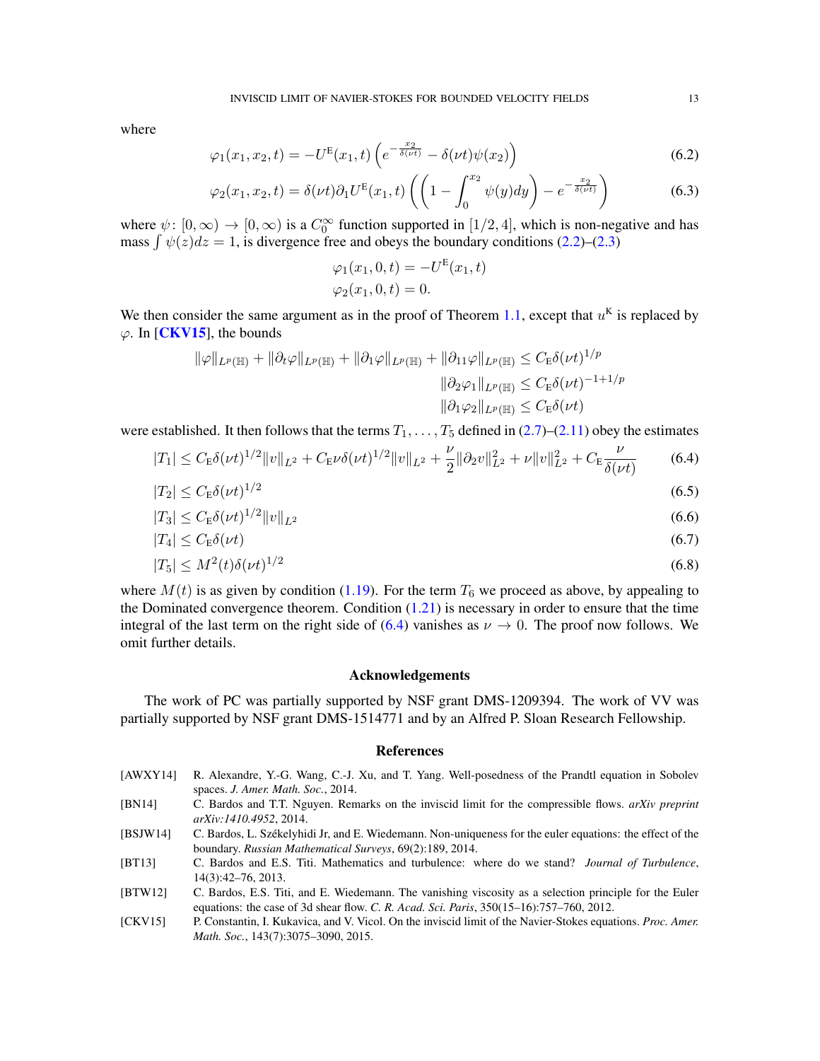where

$$\varphi_1(x_1, x_2, t) = -U^{\mathrm{E}}(x_1, t) \left( e^{-\frac{x_2}{\delta(\nu t)}} - \delta(\nu t)\psi(x_2) \right) \tag{6.2}$$

$$\varphi_2(x_1, x_2, t) = \delta(\nu t)\partial_1 U^{\mathrm{E}}(x_1, t) \left( \left( 1 - \int_0^{x_2} \psi(y) dy \right) - e^{-\frac{x_2}{\delta(\nu t)}} \right) \tag{6.3}$$

where $\psi \colon [0, \infty) \to [0, \infty)$ is a $C_0^\infty$ function supported in $[1/2, 4]$, which is non-negative and has mass $\int \psi(z) dz = 1$, is divergence free and obeys the boundary conditions (2.2)–(2.3)

$$\varphi_1(x_1, 0, t) = -U^{\mathrm{E}}(x_1, t)$$
$$\varphi_2(x_1, 0, t) = 0.$$

We then consider the same argument as in the proof of Theorem 1.1, except that $u^{\mathrm{K}}$ is replaced by $\varphi$. In [CKV15], the bounds

$$\|\varphi\|_{L^p(\mathbb{H})} + \|\partial_t \varphi\|_{L^p(\mathbb{H})} + \|\partial_1 \varphi\|_{L^p(\mathbb{H})} + \|\partial_{11} \varphi\|_{L^p(\mathbb{H})} \leq C_{\mathrm{E}} \delta(\nu t)^{1/p}$$
$$\|\partial_2 \varphi_1\|_{L^p(\mathbb{H})} \leq C_{\mathrm{E}} \delta(\nu t)^{-1+1/p}$$
$$\|\partial_1 \varphi_2\|_{L^p(\mathbb{H})} \leq C_{\mathrm{E}} \delta(\nu t)$$

were established. It then follows that the terms $T_1, \ldots, T_5$ defined in (2.7)–(2.11) obey the estimates

$$|T_1| \leq C_{\mathrm{E}} \delta(\nu t)^{1/2} \|v\|_{L^2} + C_{\mathrm{E}} \nu \delta(\nu t)^{1/2} \|v\|_{L^2} + \frac{\nu}{2} \|\partial_2 v\|_{L^2}^2 + \nu \|v\|_{L^2}^2 + C_{\mathrm{E}} \frac{\nu}{\delta(\nu t)} \tag{6.4}$$

$$|T_2| \leq C_{\mathrm{E}} \delta(\nu t)^{1/2} \tag{6.5}$$

$$|T_3| \leq C_{\mathrm{E}} \delta(\nu t)^{1/2} \|v\|_{L^2} \tag{6.6}$$

$$|T_4| \leq C_{\mathrm{E}} \delta(\nu t) \tag{6.7}$$

$$|T_5| \leq M^2(t) \delta(\nu t)^{1/2} \tag{6.8}$$

where $M(t)$ is as given by condition (1.19). For the term $T_6$ we proceed as above, by appealing to the Dominated convergence theorem. Condition (1.21) is necessary in order to ensure that the time integral of the last term on the right side of (6.4) vanishes as $\nu \to 0$. The proof now follows. We omit further details.

## Acknowledgements

The work of PC was partially supported by NSF grant DMS-1209394. The work of VV was partially supported by NSF grant DMS-1514771 and by an Alfred P. Sloan Research Fellowship.

## References

[AWXY14] R. Alexandre, Y.-G. Wang, C.-J. Xu, and T. Yang. Well-posedness of the Prandtl equation in Sobolev spaces. *J. Amer. Math. Soc.*, 2014.

[BN14] C. Bardos and T.T. Nguyen. Remarks on the inviscid limit for the compressible flows. *arXiv preprint arXiv:1410.4952*, 2014.

[BSJW14] C. Bardos, L. Székelyhidi Jr, and E. Wiedemann. Non-uniqueness for the euler equations: the effect of the boundary. *Russian Mathematical Surveys*, 69(2):189, 2014.

[BT13] C. Bardos and E.S. Titi. Mathematics and turbulence: where do we stand? *Journal of Turbulence*, 14(3):42–76, 2013.

[BTW12] C. Bardos, E.S. Titi, and E. Wiedemann. The vanishing viscosity as a selection principle for the Euler equations: the case of 3d shear flow. *C. R. Acad. Sci. Paris*, 350(15–16):757–760, 2012.

[CKV15] P. Constantin, I. Kukavica, and V. Vicol. On the inviscid limit of the Navier-Stokes equations. *Proc. Amer. Math. Soc.*, 143(7):3075–3090, 2015.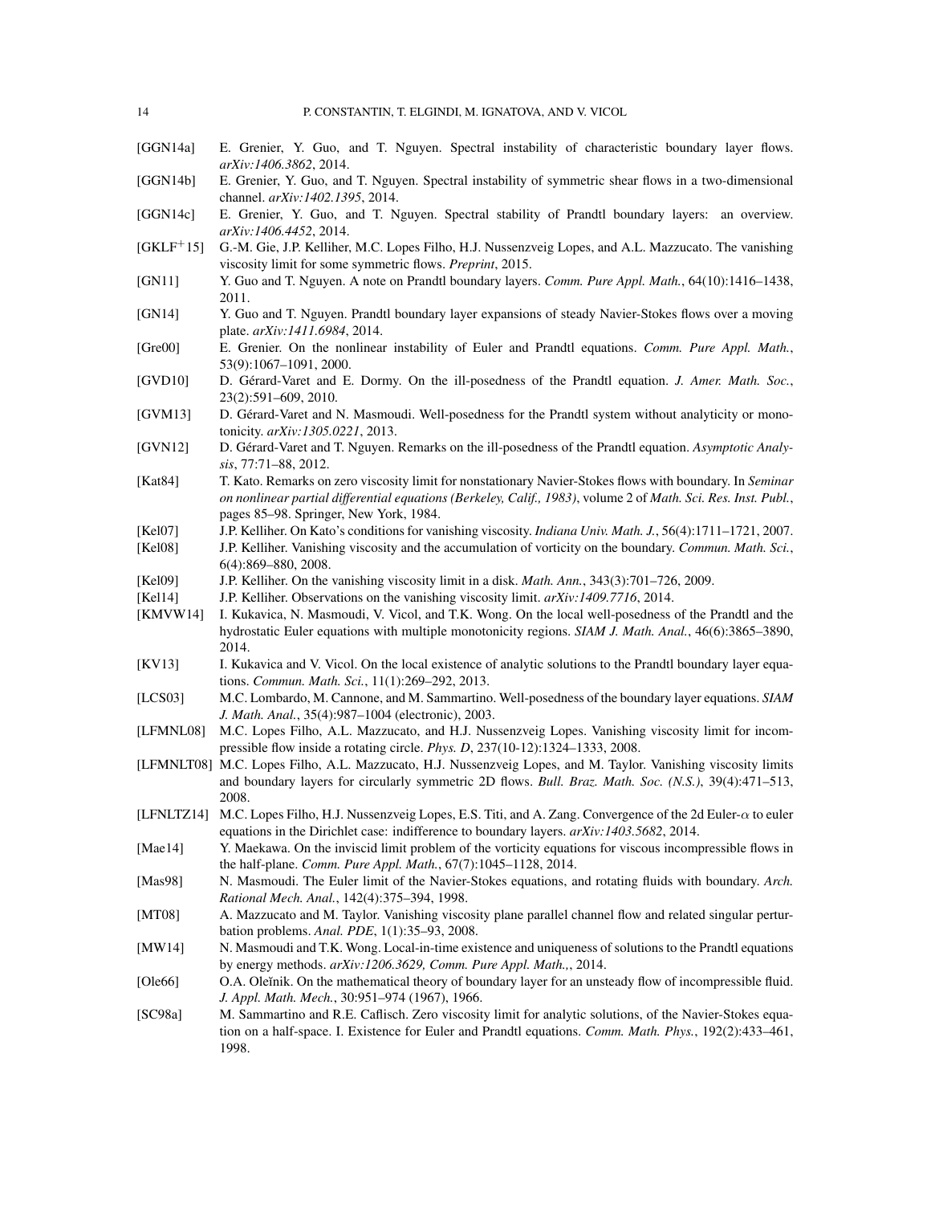[GGN14a] E. Grenier, Y. Guo, and T. Nguyen. Spectral instability of characteristic boundary layer flows. *arXiv:1406.3862*, 2014.

[GGN14b] E. Grenier, Y. Guo, and T. Nguyen. Spectral instability of symmetric shear flows in a two-dimensional channel. *arXiv:1402.1395*, 2014.

[GGN14c] E. Grenier, Y. Guo, and T. Nguyen. Spectral stability of Prandtl boundary layers: an overview. *arXiv:1406.4452*, 2014.

[GKLF$^+$15] G.-M. Gie, J.P. Kelliher, M.C. Lopes Filho, H.J. Nussenzveig Lopes, and A.L. Mazzucato. The vanishing viscosity limit for some symmetric flows. *Preprint*, 2015.

[GN11] Y. Guo and T. Nguyen. A note on Prandtl boundary layers. *Comm. Pure Appl. Math.*, 64(10):1416–1438, 2011.

[GN14] Y. Guo and T. Nguyen. Prandtl boundary layer expansions of steady Navier-Stokes flows over a moving plate. *arXiv:1411.6984*, 2014.

[Gre00] E. Grenier. On the nonlinear instability of Euler and Prandtl equations. *Comm. Pure Appl. Math.*, 53(9):1067–1091, 2000.

[GVD10] D. Gérard-Varet and E. Dormy. On the ill-posedness of the Prandtl equation. *J. Amer. Math. Soc.*, 23(2):591–609, 2010.

[GVM13] D. Gérard-Varet and N. Masmoudi. Well-posedness for the Prandtl system without analyticity or monotonicity. *arXiv:1305.0221*, 2013.

[GVN12] D. Gérard-Varet and T. Nguyen. Remarks on the ill-posedness of the Prandtl equation. *Asymptotic Analysis*, 77:71–88, 2012.

[Kat84] T. Kato. Remarks on zero viscosity limit for nonstationary Navier-Stokes flows with boundary. In *Seminar on nonlinear partial differential equations (Berkeley, Calif., 1983)*, volume 2 of *Math. Sci. Res. Inst. Publ.*, pages 85–98. Springer, New York, 1984.

[Kel07] J.P. Kelliher. On Kato's conditions for vanishing viscosity. *Indiana Univ. Math. J.*, 56(4):1711–1721, 2007.

[Kel08] J.P. Kelliher. Vanishing viscosity and the accumulation of vorticity on the boundary. *Commun. Math. Sci.*, 6(4):869–880, 2008.

[Kel09] J.P. Kelliher. On the vanishing viscosity limit in a disk. *Math. Ann.*, 343(3):701–726, 2009.

[Kel14] J.P. Kelliher. Observations on the vanishing viscosity limit. *arXiv:1409.7716*, 2014.

[KMVW14] I. Kukavica, N. Masmoudi, V. Vicol, and T.K. Wong. On the local well-posedness of the Prandtl and the hydrostatic Euler equations with multiple monotonicity regions. *SIAM J. Math. Anal.*, 46(6):3865–3890, 2014.

[KV13] I. Kukavica and V. Vicol. On the local existence of analytic solutions to the Prandtl boundary layer equations. *Commun. Math. Sci.*, 11(1):269–292, 2013.

[LCS03] M.C. Lombardo, M. Cannone, and M. Sammartino. Well-posedness of the boundary layer equations. *SIAM J. Math. Anal.*, 35(4):987–1004 (electronic), 2003.

[LFMNL08] M.C. Lopes Filho, A.L. Mazzucato, and H.J. Nussenzveig Lopes. Vanishing viscosity limit for incompressible flow inside a rotating circle. *Phys. D*, 237(10-12):1324–1333, 2008.

[LFMNLT08] M.C. Lopes Filho, A.L. Mazzucato, H.J. Nussenzveig Lopes, and M. Taylor. Vanishing viscosity limits and boundary layers for circularly symmetric 2D flows. *Bull. Braz. Math. Soc. (N.S.)*, 39(4):471–513, 2008.

[LFNLTZ14] M.C. Lopes Filho, H.J. Nussenzveig Lopes, E.S. Titi, and A. Zang. Convergence of the 2d Euler-$\alpha$ to euler equations in the Dirichlet case: indifference to boundary layers. *arXiv:1403.5682*, 2014.

[Mae14] Y. Maekawa. On the inviscid limit problem of the vorticity equations for viscous incompressible flows in the half-plane. *Comm. Pure Appl. Math.*, 67(7):1045–1128, 2014.

[Mas98] N. Masmoudi. The Euler limit of the Navier-Stokes equations, and rotating fluids with boundary. *Arch. Rational Mech. Anal.*, 142(4):375–394, 1998.

[MT08] A. Mazzucato and M. Taylor. Vanishing viscosity plane parallel channel flow and related singular perturbation problems. *Anal. PDE*, 1(1):35–93, 2008.

[MW14] N. Masmoudi and T.K. Wong. Local-in-time existence and uniqueness of solutions to the Prandtl equations by energy methods. *arXiv:1206.3629, Comm. Pure Appl. Math.,*, 2014.

[Ole66] O.A. Oleĭnik. On the mathematical theory of boundary layer for an unsteady flow of incompressible fluid. *J. Appl. Math. Mech.*, 30:951–974 (1967), 1966.

[SC98a] M. Sammartino and R.E. Caflisch. Zero viscosity limit for analytic solutions, of the Navier-Stokes equation on a half-space. I. Existence for Euler and Prandtl equations. *Comm. Math. Phys.*, 192(2):433–461, 1998.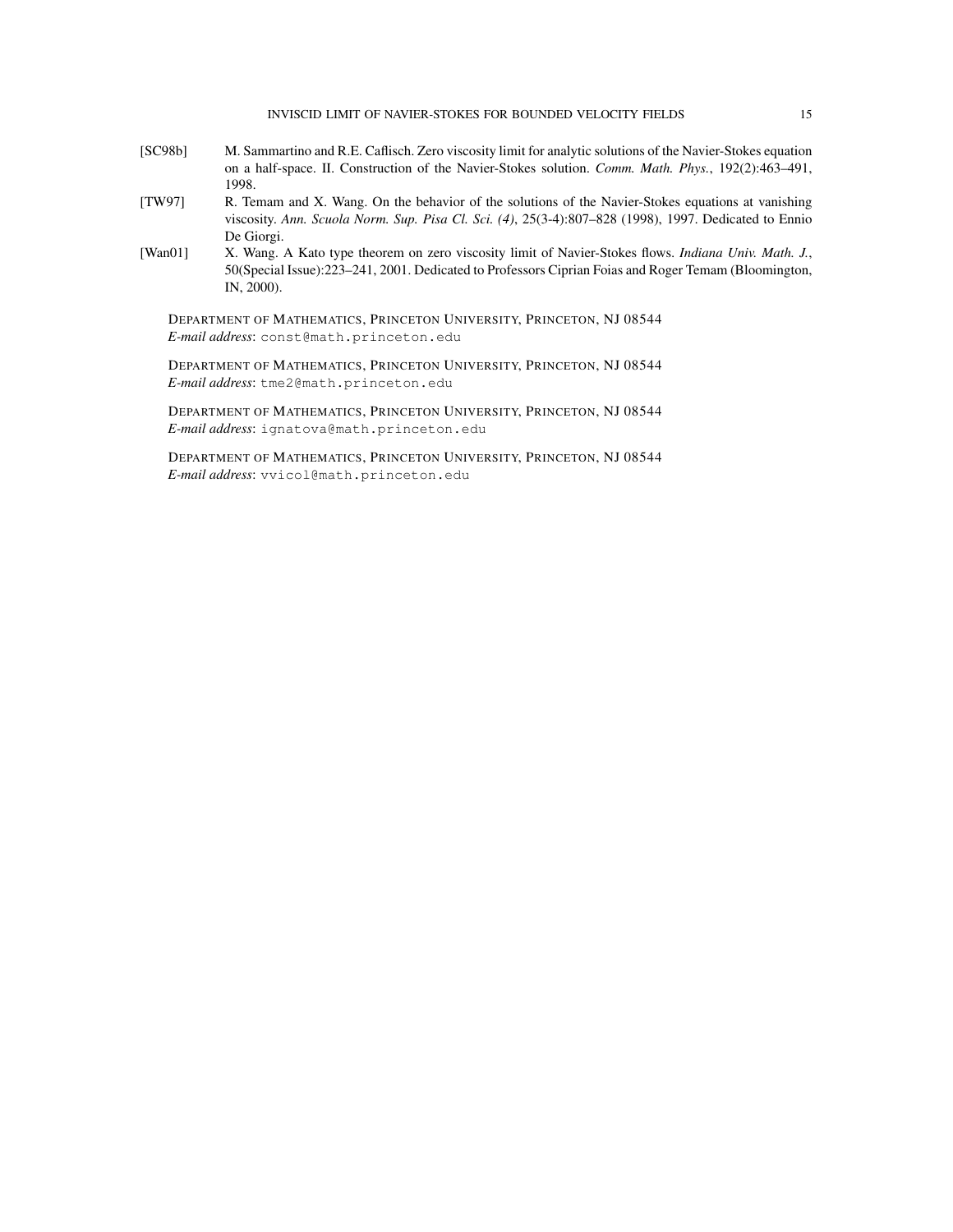[SC98b] M. Sammartino and R.E. Caflisch. Zero viscosity limit for analytic solutions of the Navier-Stokes equation on a half-space. II. Construction of the Navier-Stokes solution. *Comm. Math. Phys.*, 192(2):463–491, 1998.

[TW97] R. Temam and X. Wang. On the behavior of the solutions of the Navier-Stokes equations at vanishing viscosity. *Ann. Scuola Norm. Sup. Pisa Cl. Sci. (4)*, 25(3-4):807–828 (1998), 1997. Dedicated to Ennio De Giorgi.

[Wan01] X. Wang. A Kato type theorem on zero viscosity limit of Navier-Stokes flows. *Indiana Univ. Math. J.*, 50(Special Issue):223–241, 2001. Dedicated to Professors Ciprian Foias and Roger Temam (Bloomington, IN, 2000).

DEPARTMENT OF MATHEMATICS, PRINCETON UNIVERSITY, PRINCETON, NJ 08544
*E-mail address*: `const@math.princeton.edu`

DEPARTMENT OF MATHEMATICS, PRINCETON UNIVERSITY, PRINCETON, NJ 08544
*E-mail address*: `tme2@math.princeton.edu`

DEPARTMENT OF MATHEMATICS, PRINCETON UNIVERSITY, PRINCETON, NJ 08544
*E-mail address*: `ignatova@math.princeton.edu`

DEPARTMENT OF MATHEMATICS, PRINCETON UNIVERSITY, PRINCETON, NJ 08544
*E-mail address*: `vvicol@math.princeton.edu`